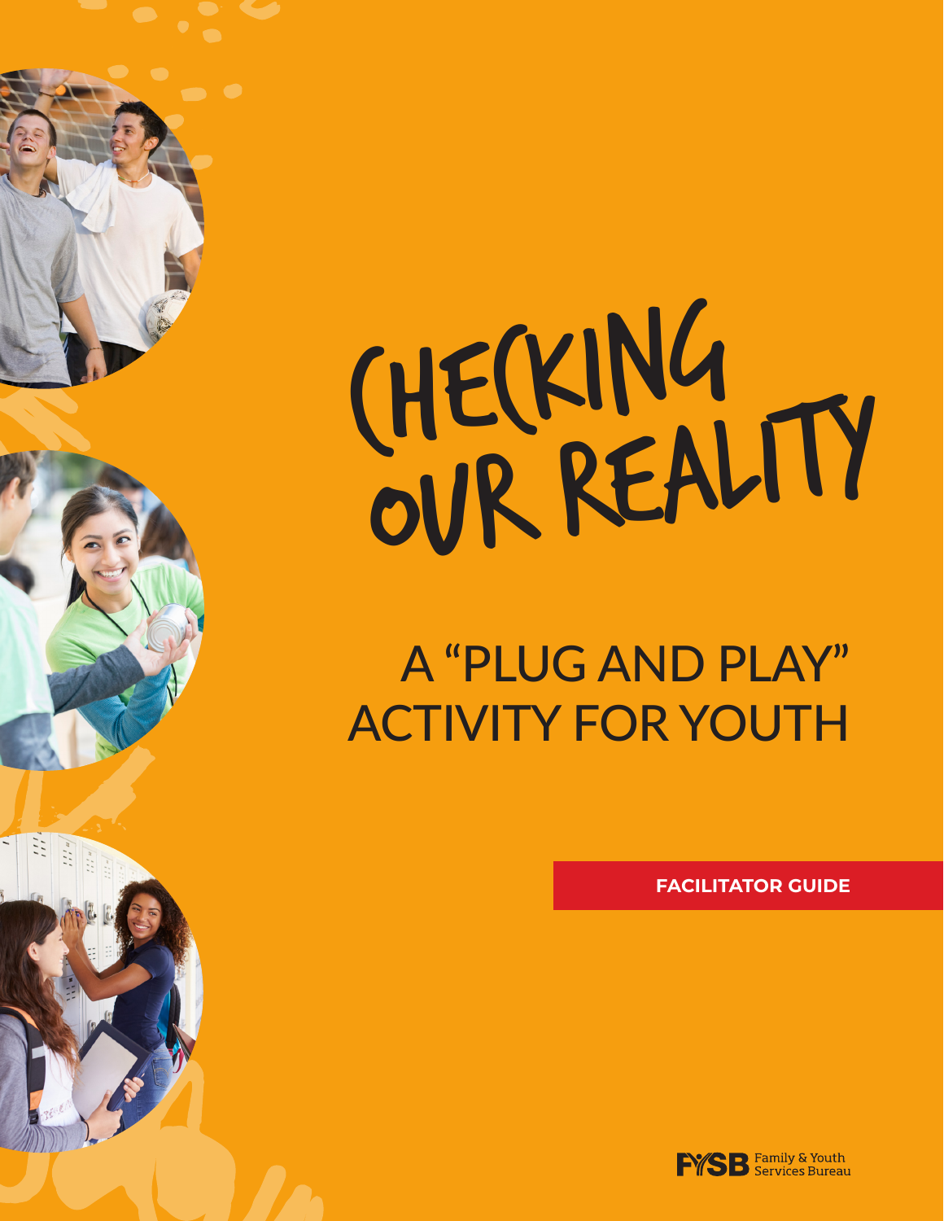# CHECKING OUR REALITY

## A "PLUG AND PLAY" ACTIVITY FOR YOUTH

**FACILITATOR GUIDE**

FYSB Family & Youth Services Bureau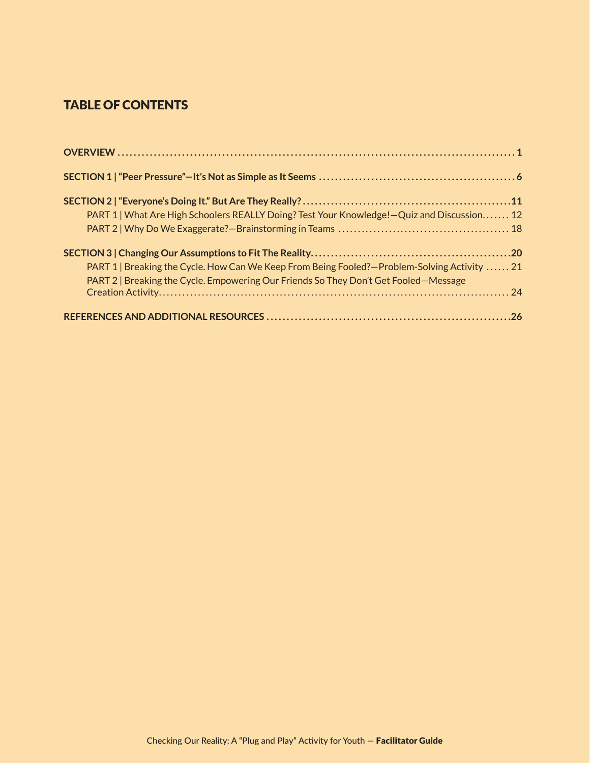## TABLE OF CONTENTS

**OVERVIEW** .......... **1**

**SECTION 1 | "Peer Pressure"—It's Not as Simple as It Seems** .......... **6**

**SECTION 2 | "Everyone's Doing It." But Are They Really?** .......... **11**

- PART 1 | What Are High Schoolers REALLY Doing? Test Your Knowledge!—Quiz and Discussion. .......... 12
- PART 2 | Why Do We Exaggerate?—Brainstorming in Teams .......... 18

**SECTION 3 | Changing Our Assumptions to Fit The Reality.** .......... **20**

- PART 1 | Breaking the Cycle. How Can We Keep From Being Fooled?—Problem-Solving Activity .......... 21
- PART 2 | Breaking the Cycle. Empowering Our Friends So They Don't Get Fooled—Message Creation Activity. .......... 24

**REFERENCES AND ADDITIONAL RESOURCES** .......... **26**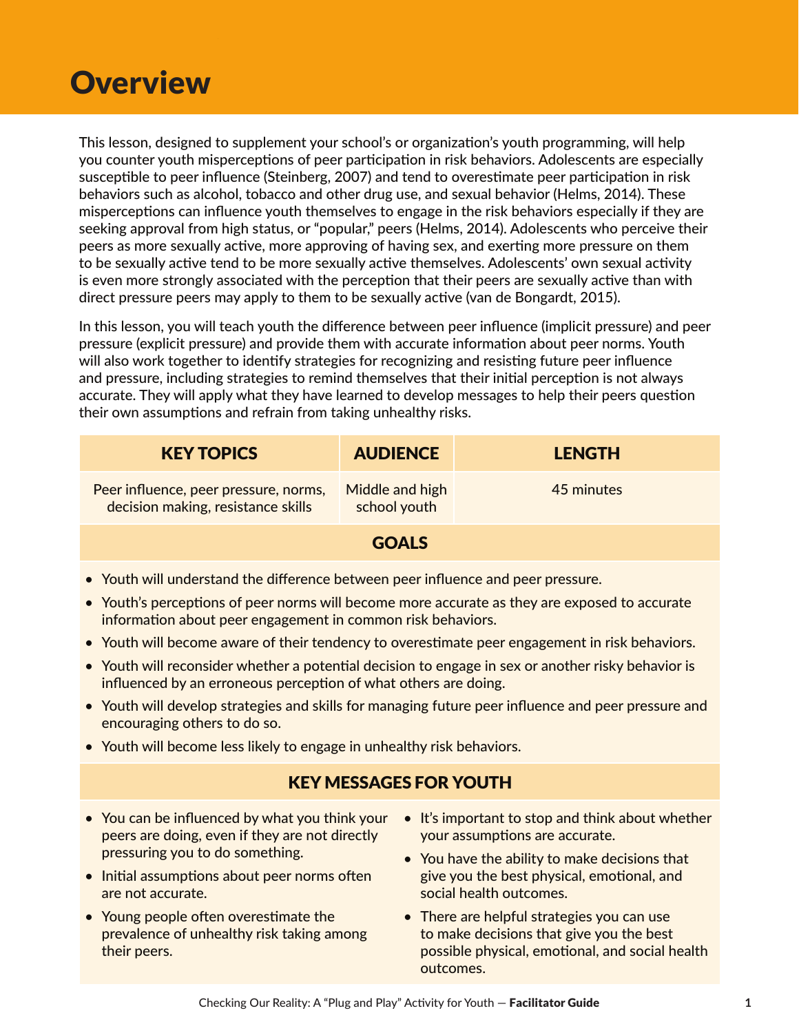# Overview

This lesson, designed to supplement your school's or organization's youth programming, will help you counter youth misperceptions of peer participation in risk behaviors. Adolescents are especially susceptible to peer influence (Steinberg, 2007) and tend to overestimate peer participation in risk behaviors such as alcohol, tobacco and other drug use, and sexual behavior (Helms, 2014). These misperceptions can influence youth themselves to engage in the risk behaviors especially if they are seeking approval from high status, or "popular," peers (Helms, 2014). Adolescents who perceive their peers as more sexually active, more approving of having sex, and exerting more pressure on them to be sexually active tend to be more sexually active themselves. Adolescents' own sexual activity is even more strongly associated with the perception that their peers are sexually active than with direct pressure peers may apply to them to be sexually active (van de Bongardt, 2015).

In this lesson, you will teach youth the difference between peer influence (implicit pressure) and peer pressure (explicit pressure) and provide them with accurate information about peer norms. Youth will also work together to identify strategies for recognizing and resisting future peer influence and pressure, including strategies to remind themselves that their initial perception is not always accurate. They will apply what they have learned to develop messages to help their peers question their own assumptions and refrain from taking unhealthy risks.

| KEY TOPICS | AUDIENCE | LENGTH |
|---|---|---|
| Peer influence, peer pressure, norms, decision making, resistance skills | Middle and high school youth | 45 minutes |

## GOALS

- Youth will understand the difference between peer influence and peer pressure.
- Youth's perceptions of peer norms will become more accurate as they are exposed to accurate information about peer engagement in common risk behaviors.
- Youth will become aware of their tendency to overestimate peer engagement in risk behaviors.
- Youth will reconsider whether a potential decision to engage in sex or another risky behavior is influenced by an erroneous perception of what others are doing.
- Youth will develop strategies and skills for managing future peer influence and peer pressure and encouraging others to do so.
- Youth will become less likely to engage in unhealthy risk behaviors.

## KEY MESSAGES FOR YOUTH

- You can be influenced by what you think your peers are doing, even if they are not directly pressuring you to do something.
- Initial assumptions about peer norms often are not accurate.
- Young people often overestimate the prevalence of unhealthy risk taking among their peers.
- It's important to stop and think about whether your assumptions are accurate.
- You have the ability to make decisions that give you the best physical, emotional, and social health outcomes.
- There are helpful strategies you can use to make decisions that give you the best possible physical, emotional, and social health outcomes.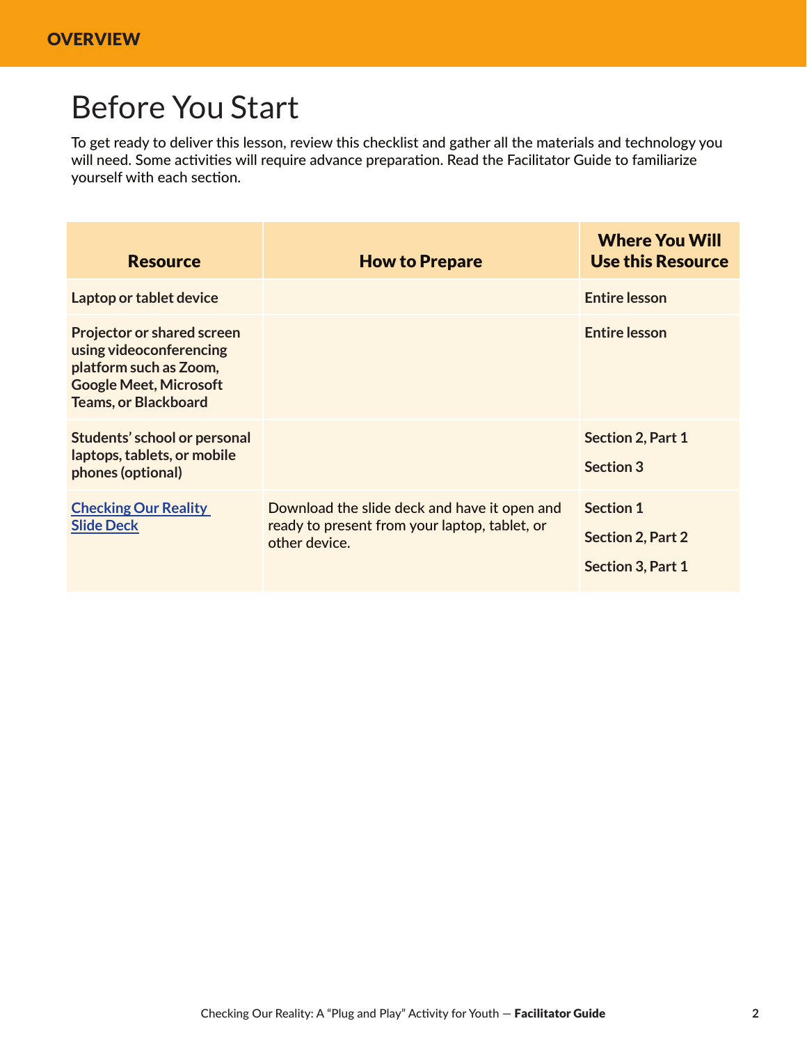# Before You Start

To get ready to deliver this lesson, review this checklist and gather all the materials and technology you will need. Some activities will require advance preparation. Read the Facilitator Guide to familiarize yourself with each section.

| Resource | How to Prepare | Where You Will Use this Resource |
|---|---|---|
| **Laptop or tablet device** | | **Entire lesson** |
| **Projector or shared screen using videoconferencing platform such as Zoom, Google Meet, Microsoft Teams, or Blackboard** | | **Entire lesson** |
| **Students' school or personal laptops, tablets, or mobile phones (optional)** | | **Section 2, Part 1**<br>**Section 3** |
| **Checking Our Reality Slide Deck** | Download the slide deck and have it open and ready to present from your laptop, tablet, or other device. | **Section 1**<br>**Section 2, Part 2**<br>**Section 3, Part 1** |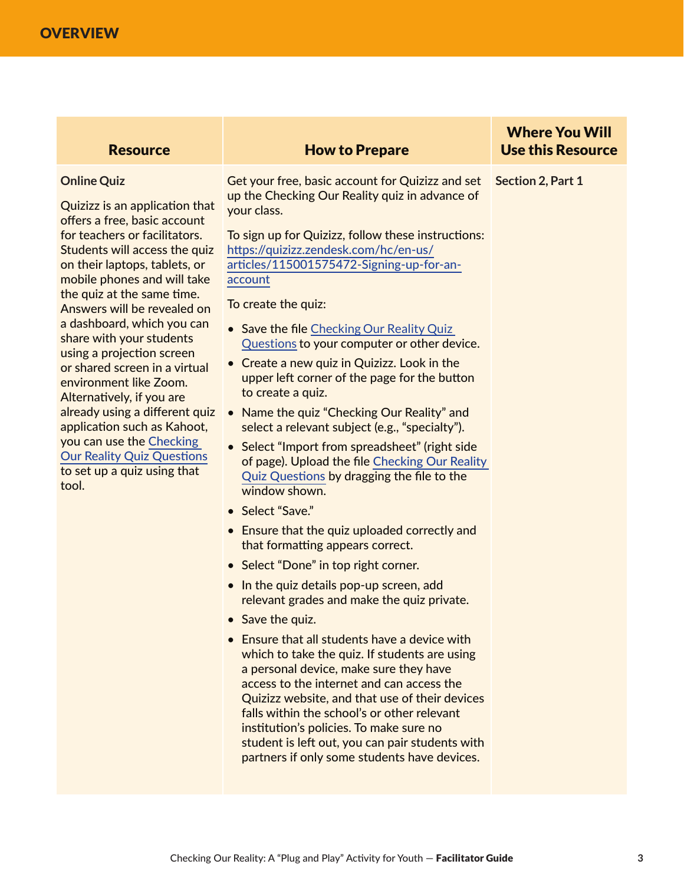## OVERVIEW

| Resource | How to Prepare | Where You Will Use this Resource |
|---|---|---|
| **Online Quiz**<br><br>Quizizz is an application that offers a free, basic account for teachers or facilitators. Students will access the quiz on their laptops, tablets, or mobile phones and will take the quiz at the same time. Answers will be revealed on a dashboard, which you can share with your students using a projection screen or shared screen in a virtual environment like Zoom. Alternatively, if you are already using a different quiz application such as Kahoot, you can use the Checking Our Reality Quiz Questions to set up a quiz using that tool. | Get your free, basic account for Quizizz and set up the Checking Our Reality quiz in advance of your class.<br><br>To sign up for Quizizz, follow these instructions: https://quizizz.zendesk.com/hc/en-us/articles/115001575472-Signing-up-for-an-account<br><br>To create the quiz:<br>• Save the file Checking Our Reality Quiz Questions to your computer or other device.<br>• Create a new quiz in Quizizz. Look in the upper left corner of the page for the button to create a quiz.<br>• Name the quiz "Checking Our Reality" and select a relevant subject (e.g., "specialty").<br>• Select "Import from spreadsheet" (right side of page). Upload the file Checking Our Reality Quiz Questions by dragging the file to the window shown.<br>• Select "Save."<br>• Ensure that the quiz uploaded correctly and that formatting appears correct.<br>• Select "Done" in top right corner.<br>• In the quiz details pop-up screen, add relevant grades and make the quiz private.<br>• Save the quiz.<br>• Ensure that all students have a device with which to take the quiz. If students are using a personal device, make sure they have access to the internet and can access the Quizizz website, and that use of their devices falls within the school's or other relevant institution's policies. To make sure no student is left out, you can pair students with partners if only some students have devices. | **Section 2, Part 1** |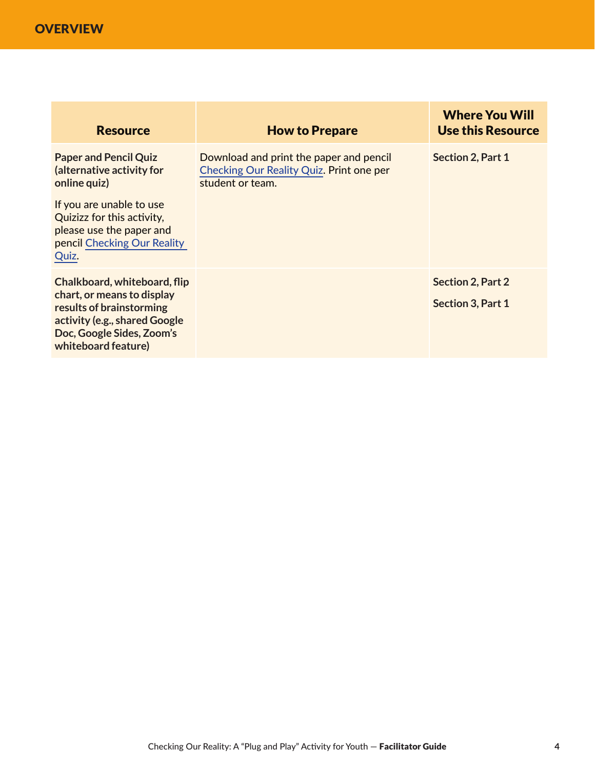| Resource | How to Prepare | Where You Will Use this Resource |
|---|---|---|
| **Paper and Pencil Quiz (alternative activity for online quiz)**<br><br>If you are unable to use Quizizz for this activity, please use the paper and pencil Checking Our Reality Quiz. | Download and print the paper and pencil Checking Our Reality Quiz. Print one per student or team. | **Section 2, Part 1** |
| **Chalkboard, whiteboard, flip chart, or means to display results of brainstorming activity (e.g., shared Google Doc, Google Sides, Zoom's whiteboard feature)** | | **Section 2, Part 2**<br><br>**Section 3, Part 1** |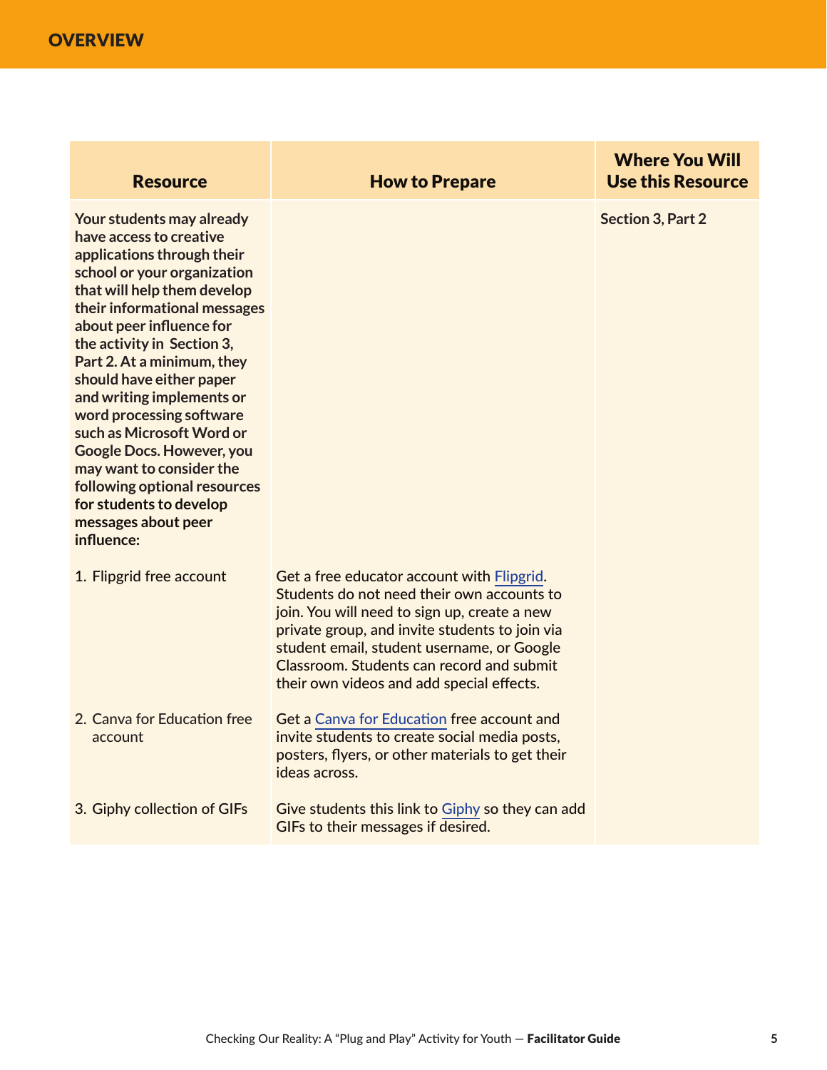## OVERVIEW

| Resource | How to Prepare | Where You Will Use this Resource |
|---|---|---|
| **Your students may already have access to creative applications through their school or your organization that will help them develop their informational messages about peer influence for the activity in Section 3, Part 2. At a minimum, they should have either paper and writing implements or word processing software such as Microsoft Word or Google Docs. However, you may want to consider the following optional resources for students to develop messages about peer influence:** | | **Section 3, Part 2** |
| 1. Flipgrid free account | Get a free educator account with Flipgrid. Students do not need their own accounts to join. You will need to sign up, create a new private group, and invite students to join via student email, student username, or Google Classroom. Students can record and submit their own videos and add special effects. | |
| 2. Canva for Education free account | Get a Canva for Education free account and invite students to create social media posts, posters, flyers, or other materials to get their ideas across. | |
| 3. Giphy collection of GIFs | Give students this link to Giphy so they can add GIFs to their messages if desired. | |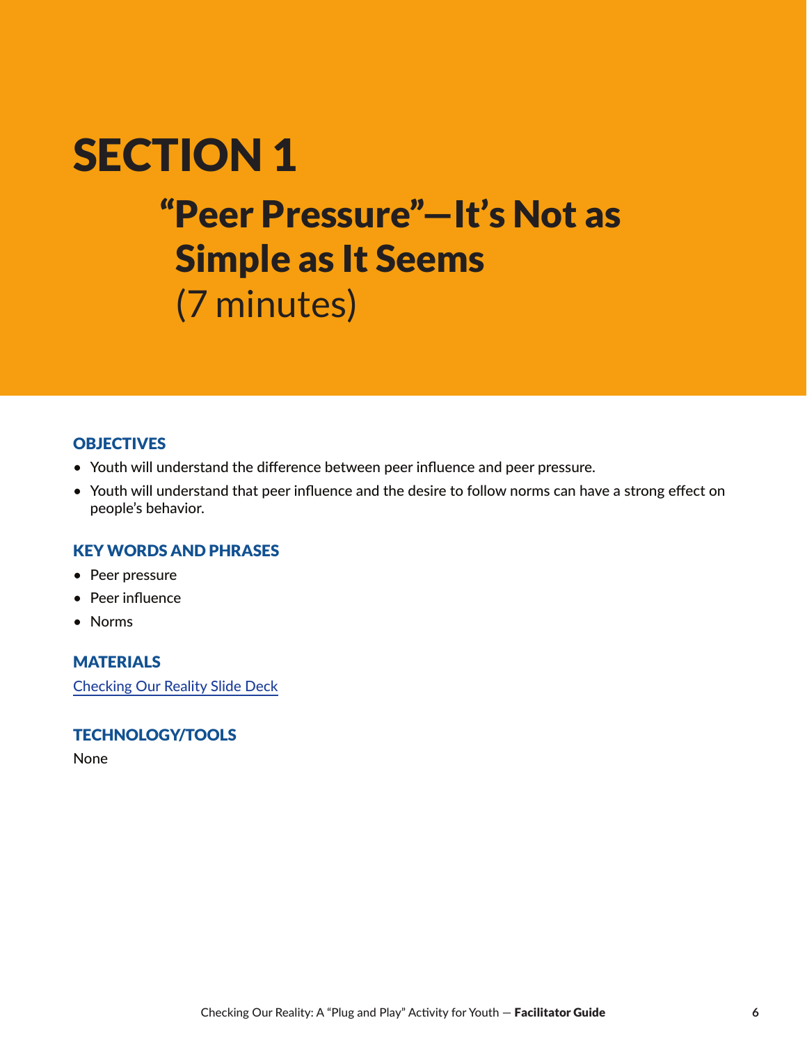# SECTION 1

## "Peer Pressure"—It's Not as Simple as It Seems

(7 minutes)

### OBJECTIVES

- Youth will understand the difference between peer influence and peer pressure.
- Youth will understand that peer influence and the desire to follow norms can have a strong effect on people's behavior.

### KEY WORDS AND PHRASES

- Peer pressure
- Peer influence
- Norms

### MATERIALS

Checking Our Reality Slide Deck

### TECHNOLOGY/TOOLS

None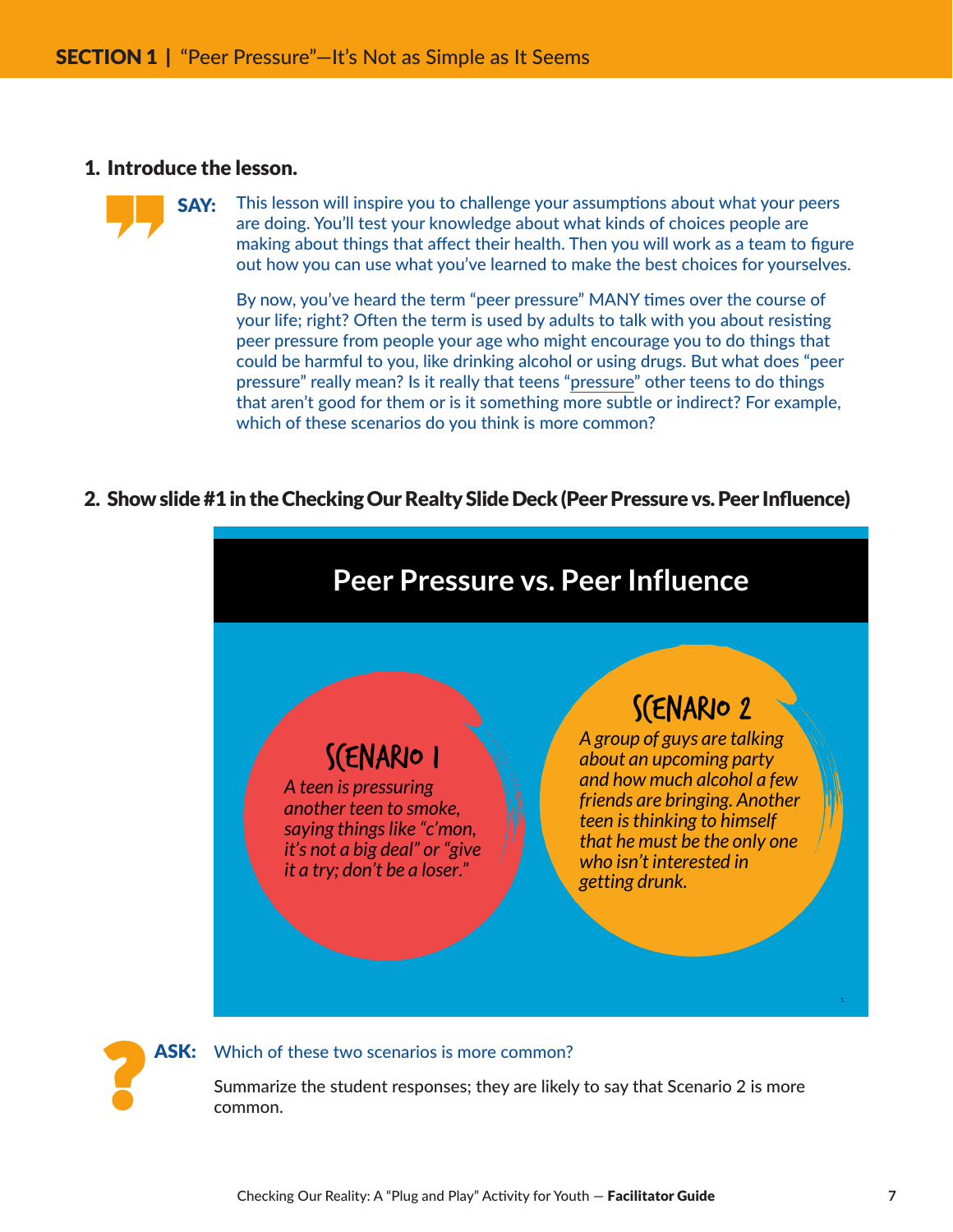## 1. Introduce the lesson.

**SAY:** This lesson will inspire you to challenge your assumptions about what your peers are doing. You'll test your knowledge about what kinds of choices people are making about things that affect their health. Then you will work as a team to figure out how you can use what you've learned to make the best choices for yourselves.

By now, you've heard the term "peer pressure" MANY times over the course of your life; right? Often the term is used by adults to talk with you about resisting peer pressure from people your age who might encourage you to do things that could be harmful to you, like drinking alcohol or using drugs. But what does "peer pressure" really mean? Is it really that teens "pressure" other teens to do things that aren't good for them or is it something more subtle or indirect? For example, which of these scenarios do you think is more common?

## 2. Show slide #1 in the Checking Our Realty Slide Deck (Peer Pressure vs. Peer Influence)

**Peer Pressure vs. Peer Influence**

**SCENARIO 1**

*A teen is pressuring another teen to smoke, saying things like "c'mon, it's not a big deal" or "give it a try; don't be a loser."*

**SCENARIO 2**

*A group of guys are talking about an upcoming party and how much alcohol a few friends are bringing. Another teen is thinking to himself that he must be the only one who isn't interested in getting drunk.*

**ASK:** Which of these two scenarios is more common?

Summarize the student responses; they are likely to say that Scenario 2 is more common.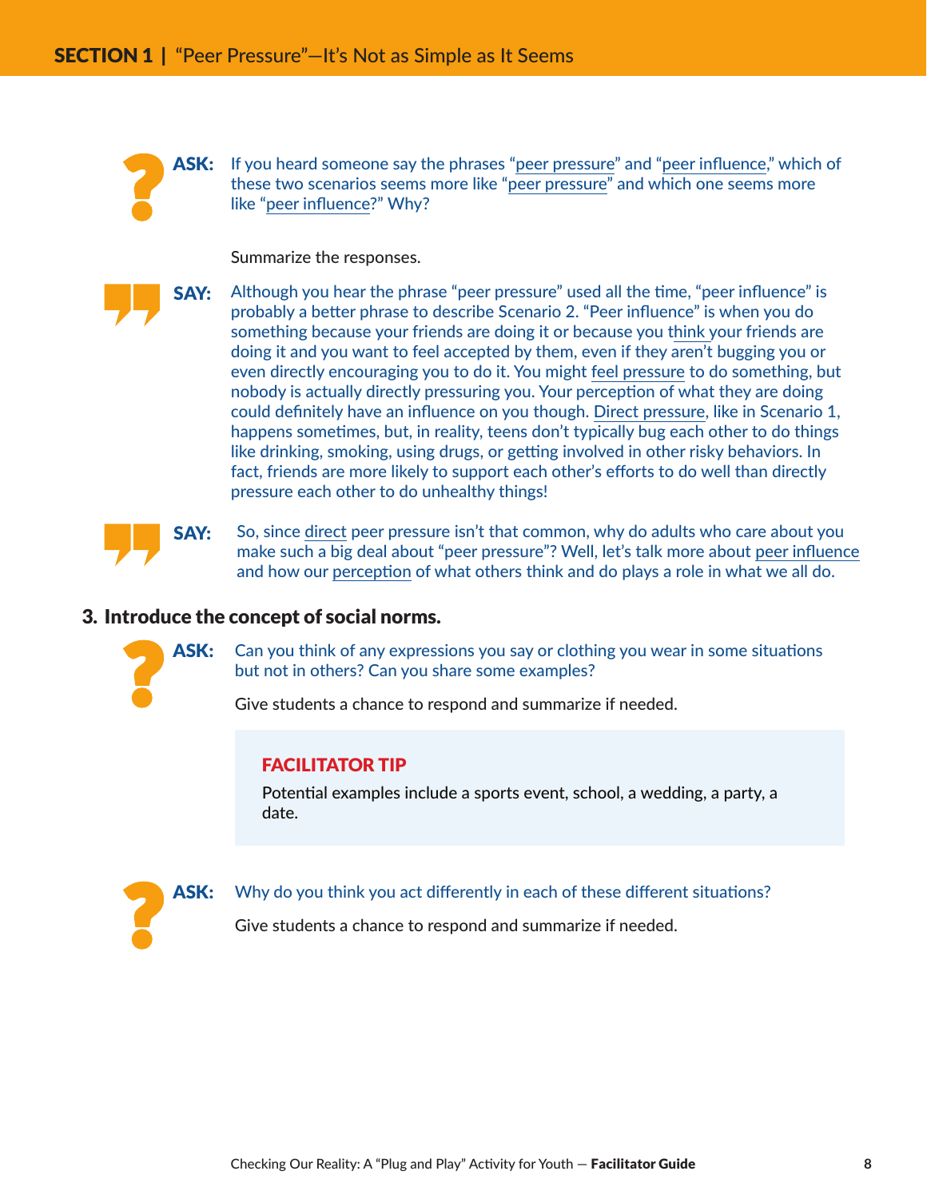**ASK:** If you heard someone say the phrases "peer pressure" and "peer influence," which of these two scenarios seems more like "peer pressure" and which one seems more like "peer influence?" Why?

Summarize the responses.

**SAY:** Although you hear the phrase "peer pressure" used all the time, "peer influence" is probably a better phrase to describe Scenario 2. "Peer influence" is when you do something because your friends are doing it or because you think your friends are doing it and you want to feel accepted by them, even if they aren't bugging you or even directly encouraging you to do it. You might feel pressure to do something, but nobody is actually directly pressuring you. Your perception of what they are doing could definitely have an influence on you though. Direct pressure, like in Scenario 1, happens sometimes, but, in reality, teens don't typically bug each other to do things like drinking, smoking, using drugs, or getting involved in other risky behaviors. In fact, friends are more likely to support each other's efforts to do well than directly pressure each other to do unhealthy things!

**SAY:** So, since direct peer pressure isn't that common, why do adults who care about you make such a big deal about "peer pressure"? Well, let's talk more about peer influence and how our perception of what others think and do plays a role in what we all do.

### 3. Introduce the concept of social norms.

**ASK:** Can you think of any expressions you say or clothing you wear in some situations but not in others? Can you share some examples?

Give students a chance to respond and summarize if needed.

> **FACILITATOR TIP**
>
> Potential examples include a sports event, school, a wedding, a party, a date.

**ASK:** Why do you think you act differently in each of these different situations?

Give students a chance to respond and summarize if needed.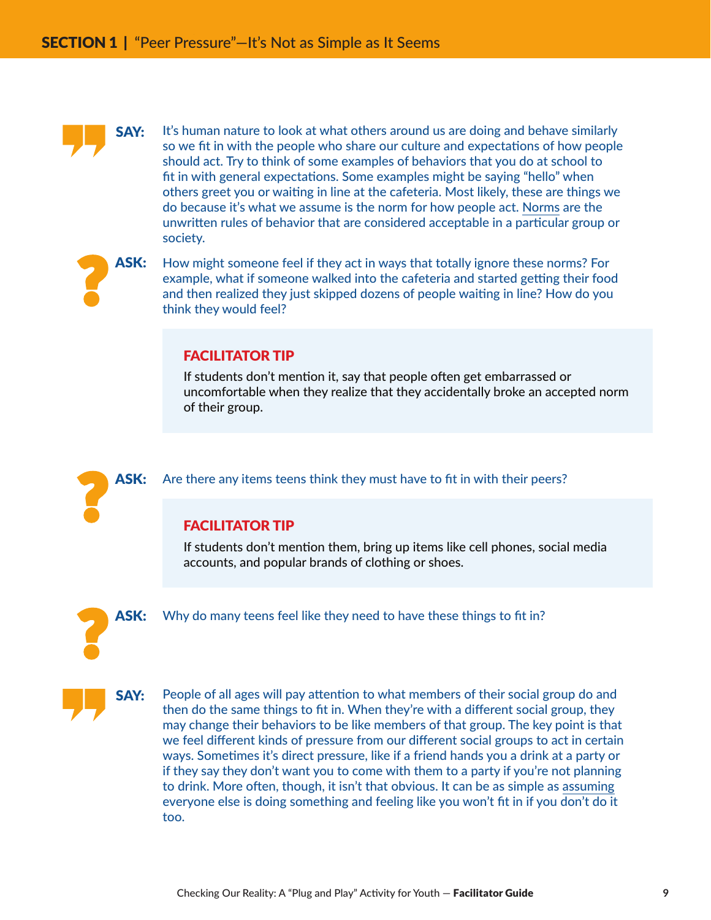**SAY:** It's human nature to look at what others around us are doing and behave similarly so we fit in with the people who share our culture and expectations of how people should act. Try to think of some examples of behaviors that you do at school to fit in with general expectations. Some examples might be saying "hello" when others greet you or waiting in line at the cafeteria. Most likely, these are things we do because it's what we assume is the norm for how people act. Norms are the unwritten rules of behavior that are considered acceptable in a particular group or society.

**ASK:** How might someone feel if they act in ways that totally ignore these norms? For example, what if someone walked into the cafeteria and started getting their food and then realized they just skipped dozens of people waiting in line? How do you think they would feel?

> **FACILITATOR TIP**
>
> If students don't mention it, say that people often get embarrassed or uncomfortable when they realize that they accidentally broke an accepted norm of their group.

**ASK:** Are there any items teens think they must have to fit in with their peers?

> **FACILITATOR TIP**
>
> If students don't mention them, bring up items like cell phones, social media accounts, and popular brands of clothing or shoes.

**ASK:** Why do many teens feel like they need to have these things to fit in?

**SAY:** People of all ages will pay attention to what members of their social group do and then do the same things to fit in. When they're with a different social group, they may change their behaviors to be like members of that group. The key point is that we feel different kinds of pressure from our different social groups to act in certain ways. Sometimes it's direct pressure, like if a friend hands you a drink at a party or if they say they don't want you to come with them to a party if you're not planning to drink. More often, though, it isn't that obvious. It can be as simple as assuming everyone else is doing something and feeling like you won't fit in if you don't do it too.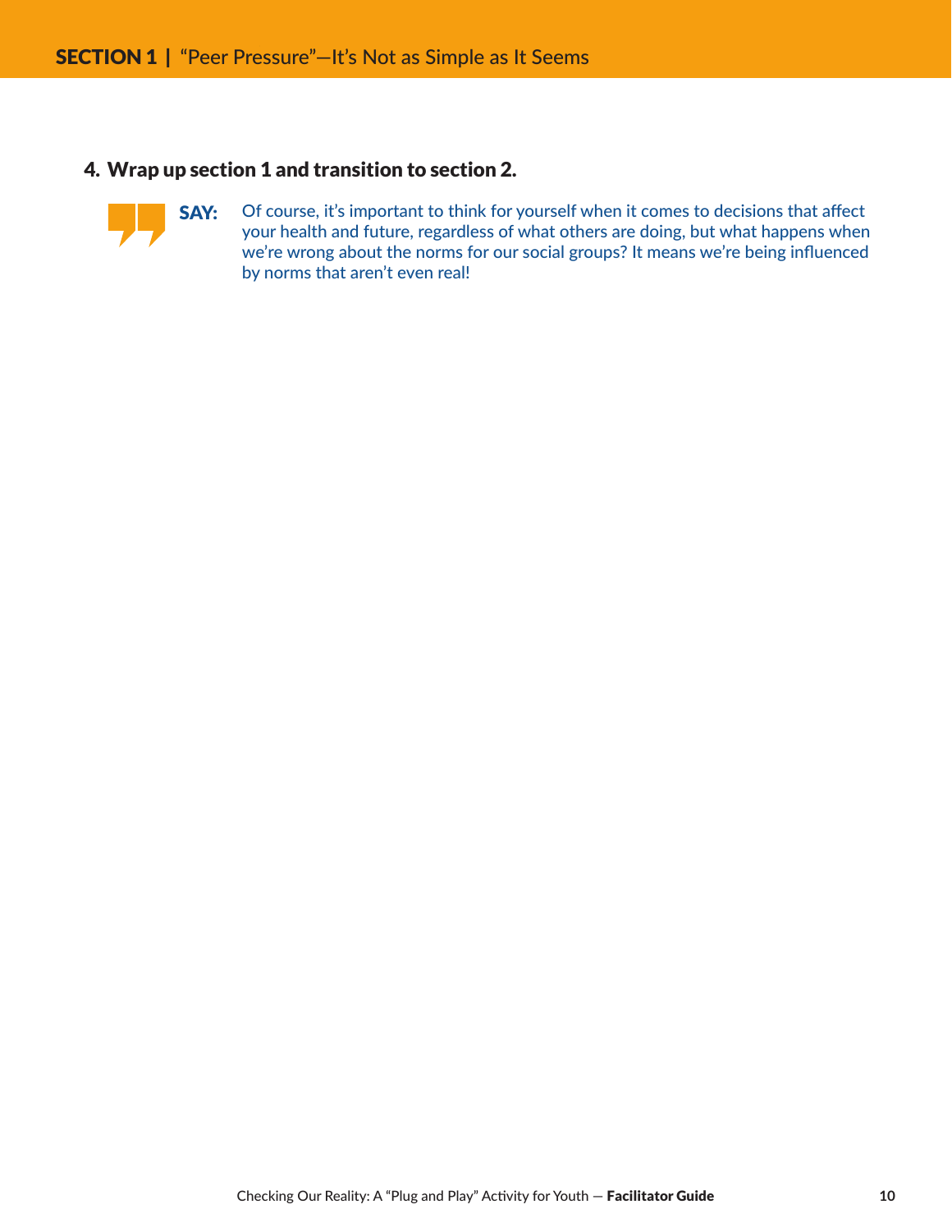### 4. Wrap up section 1 and transition to section 2.

**SAY:** Of course, it's important to think for yourself when it comes to decisions that affect your health and future, regardless of what others are doing, but what happens when we're wrong about the norms for our social groups? It means we're being influenced by norms that aren't even real!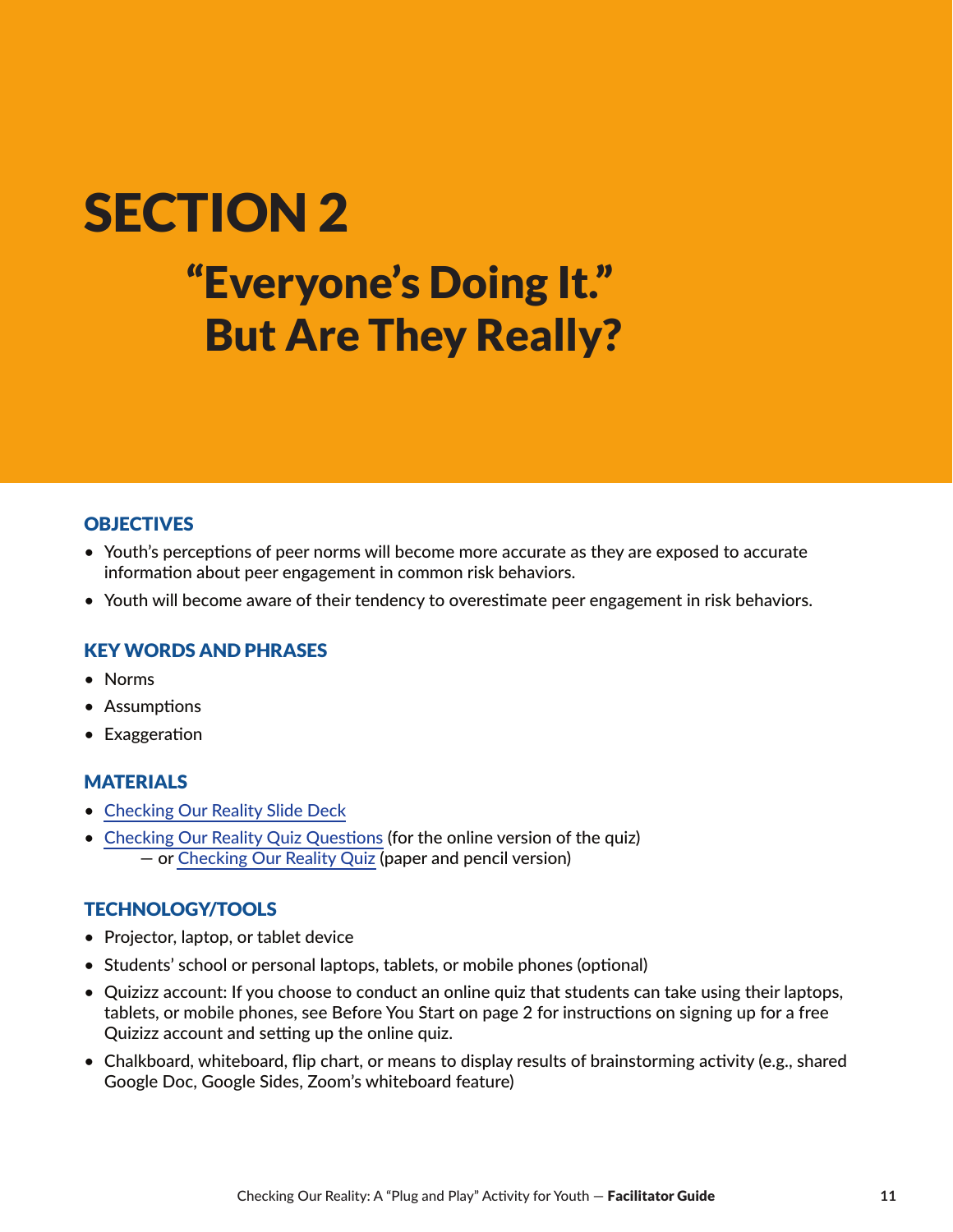# SECTION 2

## "Everyone's Doing It." But Are They Really?

### OBJECTIVES

- Youth's perceptions of peer norms will become more accurate as they are exposed to accurate information about peer engagement in common risk behaviors.
- Youth will become aware of their tendency to overestimate peer engagement in risk behaviors.

### KEY WORDS AND PHRASES

- Norms
- Assumptions
- Exaggeration

### MATERIALS

- Checking Our Reality Slide Deck
- Checking Our Reality Quiz Questions (for the online version of the quiz)
  — or Checking Our Reality Quiz (paper and pencil version)

### TECHNOLOGY/TOOLS

- Projector, laptop, or tablet device
- Students' school or personal laptops, tablets, or mobile phones (optional)
- Quizizz account: If you choose to conduct an online quiz that students can take using their laptops, tablets, or mobile phones, see Before You Start on page 2 for instructions on signing up for a free Quizizz account and setting up the online quiz.
- Chalkboard, whiteboard, flip chart, or means to display results of brainstorming activity (e.g., shared Google Doc, Google Sides, Zoom's whiteboard feature)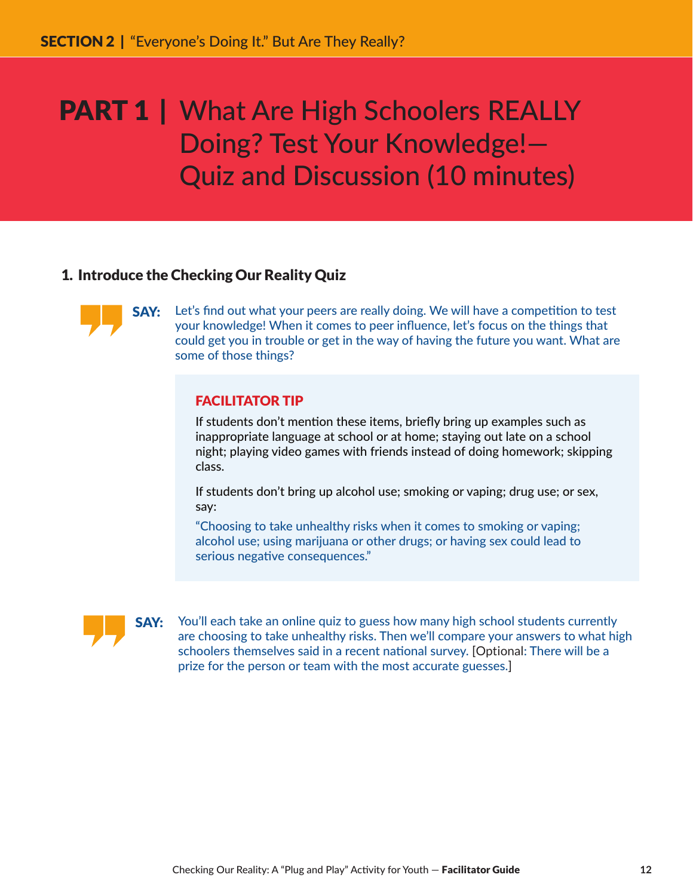SECTION 2 | "Everyone's Doing It." But Are They Really?

# PART 1 | What Are High Schoolers REALLY Doing? Test Your Knowledge!— Quiz and Discussion (10 minutes)

### 1. Introduce the Checking Our Reality Quiz

**SAY:** Let's find out what your peers are really doing. We will have a competition to test your knowledge! When it comes to peer influence, let's focus on the things that could get you in trouble or get in the way of having the future you want. What are some of those things?

> **FACILITATOR TIP**
>
> If students don't mention these items, briefly bring up examples such as inappropriate language at school or at home; staying out late on a school night; playing video games with friends instead of doing homework; skipping class.
>
> If students don't bring up alcohol use; smoking or vaping; drug use; or sex, say:
>
> "Choosing to take unhealthy risks when it comes to smoking or vaping; alcohol use; using marijuana or other drugs; or having sex could lead to serious negative consequences."

**SAY:** You'll each take an online quiz to guess how many high school students currently are choosing to take unhealthy risks. Then we'll compare your answers to what high schoolers themselves said in a recent national survey. [Optional: There will be a prize for the person or team with the most accurate guesses.]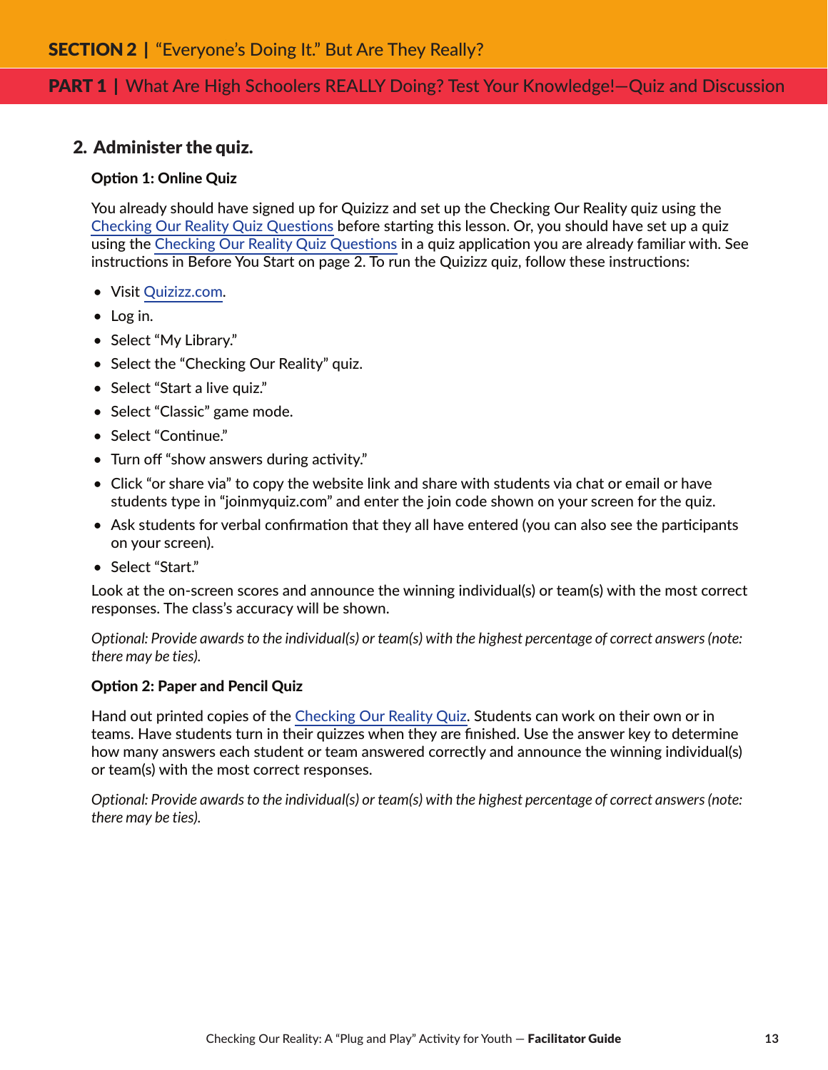## 2. Administer the quiz.

**Option 1: Online Quiz**

You already should have signed up for Quizizz and set up the Checking Our Reality quiz using the Checking Our Reality Quiz Questions before starting this lesson. Or, you should have set up a quiz using the Checking Our Reality Quiz Questions in a quiz application you are already familiar with. See instructions in Before You Start on page 2. To run the Quizizz quiz, follow these instructions:

- Visit Quizizz.com.
- Log in.
- Select "My Library."
- Select the "Checking Our Reality" quiz.
- Select "Start a live quiz."
- Select "Classic" game mode.
- Select "Continue."
- Turn off "show answers during activity."
- Click "or share via" to copy the website link and share with students via chat or email or have students type in "joinmyquiz.com" and enter the join code shown on your screen for the quiz.
- Ask students for verbal confirmation that they all have entered (you can also see the participants on your screen).
- Select "Start."

Look at the on-screen scores and announce the winning individual(s) or team(s) with the most correct responses. The class's accuracy will be shown.

*Optional: Provide awards to the individual(s) or team(s) with the highest percentage of correct answers (note: there may be ties).*

**Option 2: Paper and Pencil Quiz**

Hand out printed copies of the Checking Our Reality Quiz. Students can work on their own or in teams. Have students turn in their quizzes when they are finished. Use the answer key to determine how many answers each student or team answered correctly and announce the winning individual(s) or team(s) with the most correct responses.

*Optional: Provide awards to the individual(s) or team(s) with the highest percentage of correct answers (note: there may be ties).*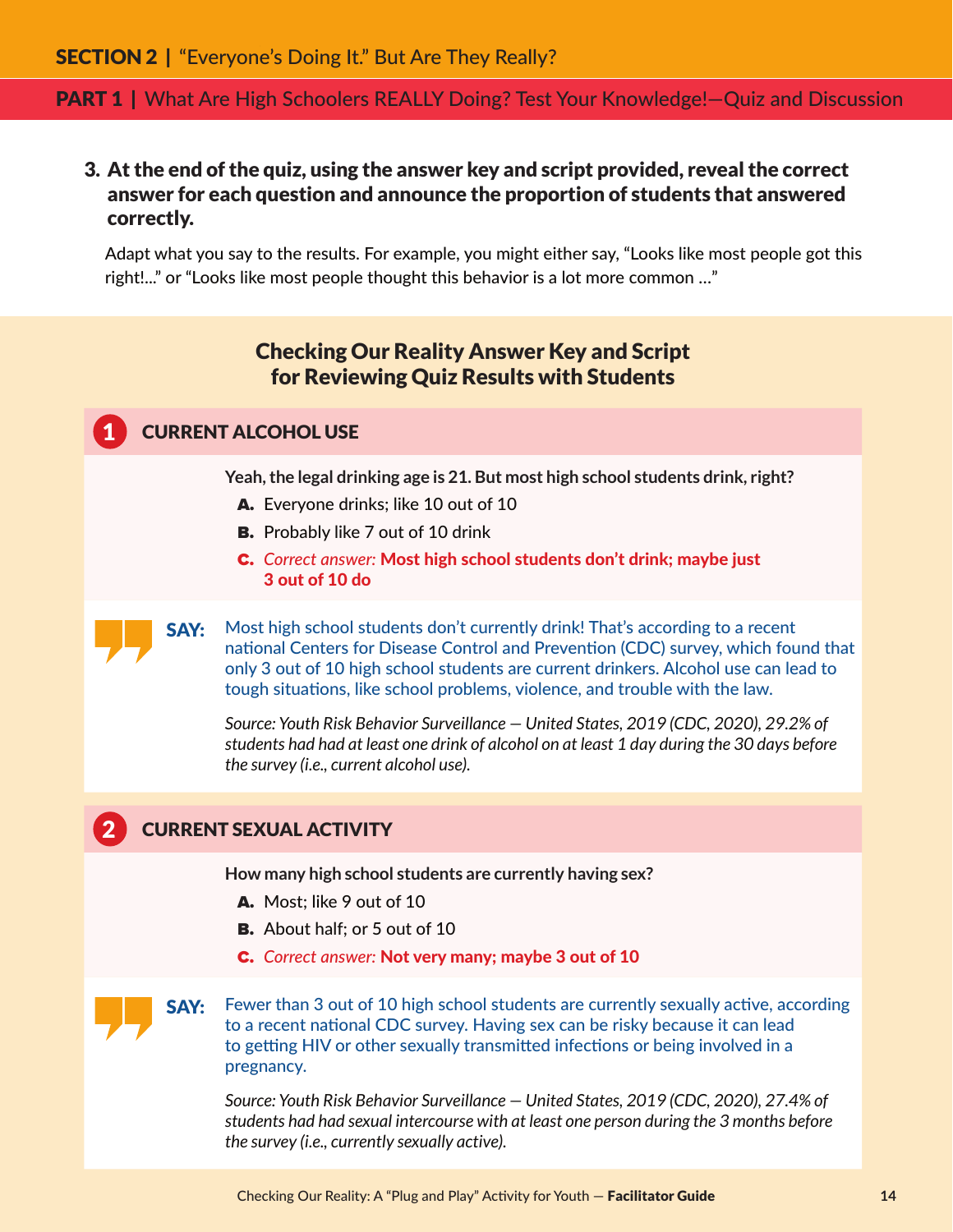**3. At the end of the quiz, using the answer key and script provided, reveal the correct answer for each question and announce the proportion of students that answered correctly.**

Adapt what you say to the results. For example, you might either say, "Looks like most people got this right!..." or "Looks like most people thought this behavior is a lot more common ..."

## Checking Our Reality Answer Key and Script for Reviewing Quiz Results with Students

### 1 CURRENT ALCOHOL USE

**Yeah, the legal drinking age is 21. But most high school students drink, right?**

- **A.** Everyone drinks; like 10 out of 10
- **B.** Probably like 7 out of 10 drink
- **C.** *Correct answer:* **Most high school students don't drink; maybe just 3 out of 10 do**

**SAY:** Most high school students don't currently drink! That's according to a recent national Centers for Disease Control and Prevention (CDC) survey, which found that only 3 out of 10 high school students are current drinkers. Alcohol use can lead to tough situations, like school problems, violence, and trouble with the law.

*Source: Youth Risk Behavior Surveillance — United States, 2019 (CDC, 2020), 29.2% of students had had at least one drink of alcohol on at least 1 day during the 30 days before the survey (i.e., current alcohol use).*

### 2 CURRENT SEXUAL ACTIVITY

**How many high school students are currently having sex?**

- **A.** Most; like 9 out of 10
- **B.** About half; or 5 out of 10
- **C.** *Correct answer:* **Not very many; maybe 3 out of 10**

**SAY:** Fewer than 3 out of 10 high school students are currently sexually active, according to a recent national CDC survey. Having sex can be risky because it can lead to getting HIV or other sexually transmitted infections or being involved in a pregnancy.

*Source: Youth Risk Behavior Surveillance — United States, 2019 (CDC, 2020), 27.4% of students had had sexual intercourse with at least one person during the 3 months before the survey (i.e., currently sexually active).*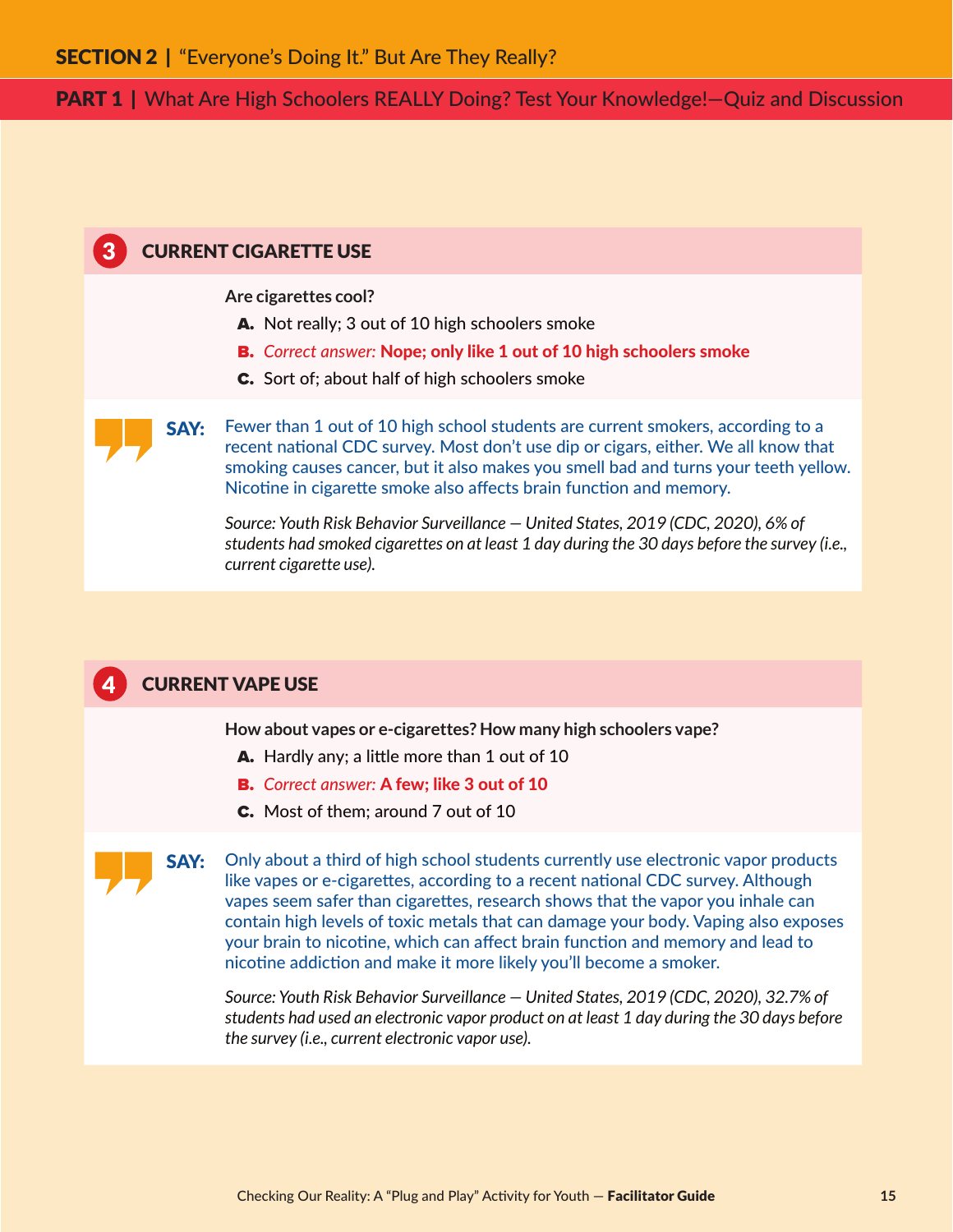## SECTION 2 | "Everyone's Doing It." But Are They Really?

### PART 1 | What Are High Schoolers REALLY Doing? Test Your Knowledge!—Quiz and Discussion

#### 3 CURRENT CIGARETTE USE

**Are cigarettes cool?**

- **A.** Not really; 3 out of 10 high schoolers smoke
- **B.** *Correct answer:* **Nope; only like 1 out of 10 high schoolers smoke**
- **C.** Sort of; about half of high schoolers smoke

**SAY:** Fewer than 1 out of 10 high school students are current smokers, according to a recent national CDC survey. Most don't use dip or cigars, either. We all know that smoking causes cancer, but it also makes you smell bad and turns your teeth yellow. Nicotine in cigarette smoke also affects brain function and memory.

*Source: Youth Risk Behavior Surveillance — United States, 2019 (CDC, 2020), 6% of students had smoked cigarettes on at least 1 day during the 30 days before the survey (i.e., current cigarette use).*

#### 4 CURRENT VAPE USE

**How about vapes or e-cigarettes? How many high schoolers vape?**

- **A.** Hardly any; a little more than 1 out of 10
- **B.** *Correct answer:* **A few; like 3 out of 10**
- **C.** Most of them; around 7 out of 10

**SAY:** Only about a third of high school students currently use electronic vapor products like vapes or e-cigarettes, according to a recent national CDC survey. Although vapes seem safer than cigarettes, research shows that the vapor you inhale can contain high levels of toxic metals that can damage your body. Vaping also exposes your brain to nicotine, which can affect brain function and memory and lead to nicotine addiction and make it more likely you'll become a smoker.

*Source: Youth Risk Behavior Surveillance — United States, 2019 (CDC, 2020), 32.7% of students had used an electronic vapor product on at least 1 day during the 30 days before the survey (i.e., current electronic vapor use).*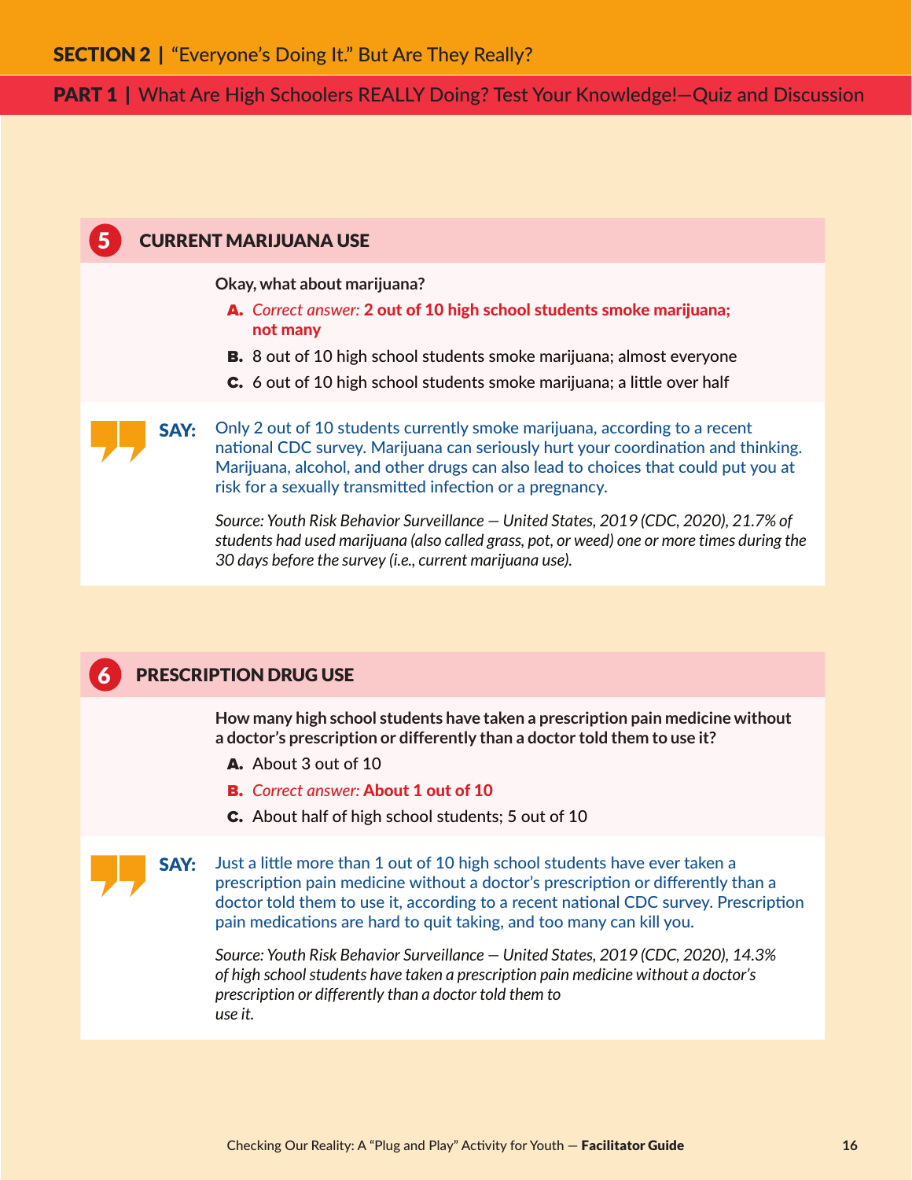## 5 CURRENT MARIJUANA USE

**Okay, what about marijuana?**

- **A.** *Correct answer:* **2 out of 10 high school students smoke marijuana; not many**
- **B.** 8 out of 10 high school students smoke marijuana; almost everyone
- **C.** 6 out of 10 high school students smoke marijuana; a little over half

**SAY:** Only 2 out of 10 students currently smoke marijuana, according to a recent national CDC survey. Marijuana can seriously hurt your coordination and thinking. Marijuana, alcohol, and other drugs can also lead to choices that could put you at risk for a sexually transmitted infection or a pregnancy.

*Source: Youth Risk Behavior Surveillance — United States, 2019 (CDC, 2020), 21.7% of students had used marijuana (also called grass, pot, or weed) one or more times during the 30 days before the survey (i.e., current marijuana use).*

## 6 PRESCRIPTION DRUG USE

**How many high school students have taken a prescription pain medicine without a doctor's prescription or differently than a doctor told them to use it?**

- **A.** About 3 out of 10
- **B.** *Correct answer:* **About 1 out of 10**
- **C.** About half of high school students; 5 out of 10

**SAY:** Just a little more than 1 out of 10 high school students have ever taken a prescription pain medicine without a doctor's prescription or differently than a doctor told them to use it, according to a recent national CDC survey. Prescription pain medications are hard to quit taking, and too many can kill you.

*Source: Youth Risk Behavior Surveillance — United States, 2019 (CDC, 2020), 14.3% of high school students have taken a prescription pain medicine without a doctor's prescription or differently than a doctor told them to use it.*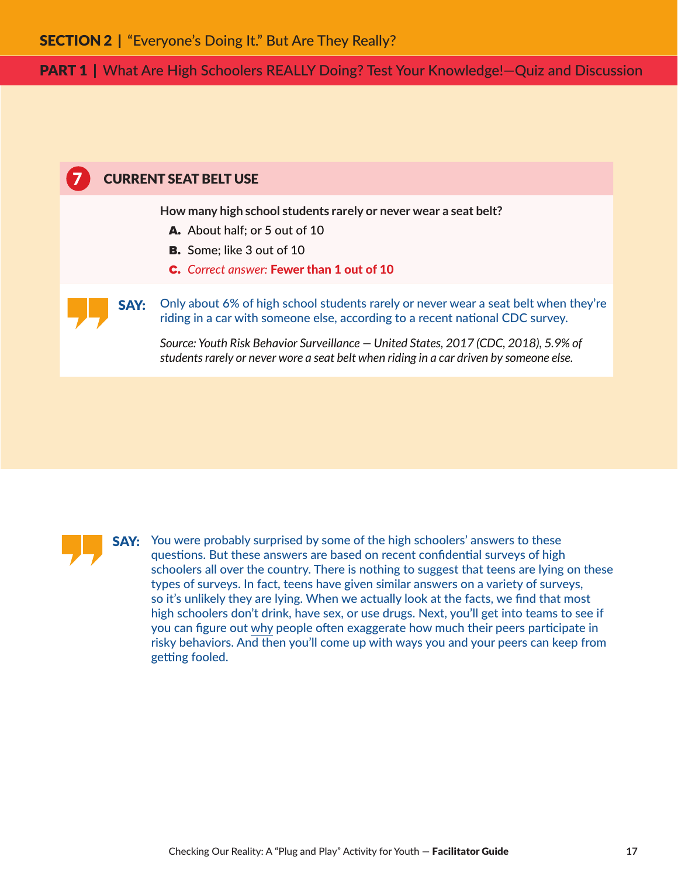## SECTION 2 | "Everyone's Doing It." But Are They Really?

### PART 1 | What Are High Schoolers REALLY Doing? Test Your Knowledge!—Quiz and Discussion

#### 7 CURRENT SEAT BELT USE

**How many high school students rarely or never wear a seat belt?**

- **A.** About half; or 5 out of 10
- **B.** Some; like 3 out of 10
- **C.** *Correct answer:* **Fewer than 1 out of 10**

**SAY:** Only about 6% of high school students rarely or never wear a seat belt when they're riding in a car with someone else, according to a recent national CDC survey.

*Source: Youth Risk Behavior Surveillance — United States, 2017 (CDC, 2018), 5.9% of students rarely or never wore a seat belt when riding in a car driven by someone else.*

**SAY:** You were probably surprised by some of the high schoolers' answers to these questions. But these answers are based on recent confidential surveys of high schoolers all over the country. There is nothing to suggest that teens are lying on these types of surveys. In fact, teens have given similar answers on a variety of surveys, so it's unlikely they are lying. When we actually look at the facts, we find that most high schoolers don't drink, have sex, or use drugs. Next, you'll get into teams to see if you can figure out why people often exaggerate how much their peers participate in risky behaviors. And then you'll come up with ways you and your peers can keep from getting fooled.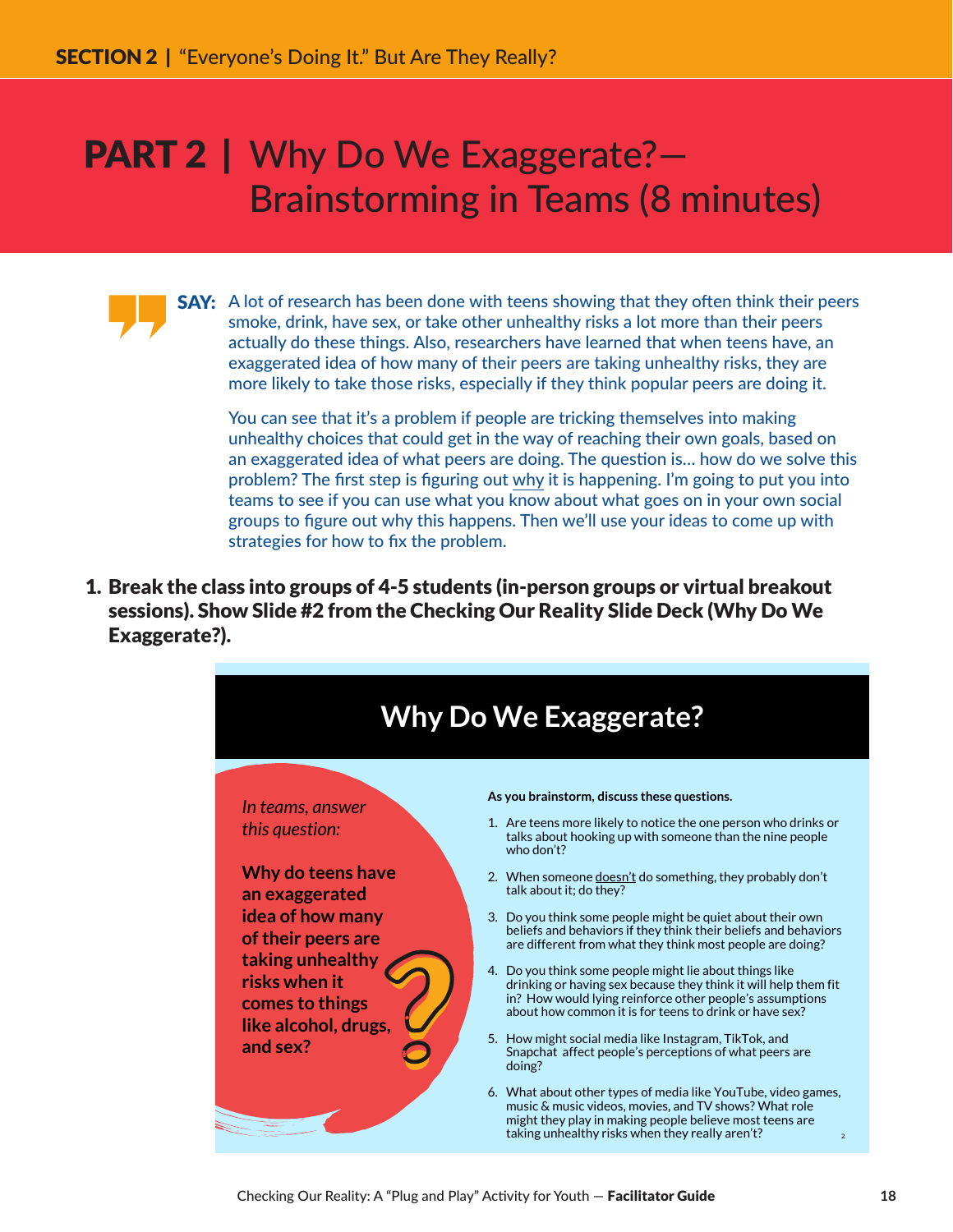# PART 2 | Why Do We Exaggerate?— Brainstorming in Teams (8 minutes)

**SAY:** A lot of research has been done with teens showing that they often think their peers smoke, drink, have sex, or take other unhealthy risks a lot more than their peers actually do these things. Also, researchers have learned that when teens have, an exaggerated idea of how many of their peers are taking unhealthy risks, they are more likely to take those risks, especially if they think popular peers are doing it.

You can see that it's a problem if people are tricking themselves into making unhealthy choices that could get in the way of reaching their own goals, based on an exaggerated idea of what peers are doing. The question is... how do we solve this problem? The first step is figuring out why it is happening. I'm going to put you into teams to see if you can use what you know about what goes on in your own social groups to figure out why this happens. Then we'll use your ideas to come up with strategies for how to fix the problem.

1. **Break the class into groups of 4-5 students (in-person groups or virtual breakout sessions). Show Slide #2 from the Checking Our Reality Slide Deck (Why Do We Exaggerate?).**

## Why Do We Exaggerate?

*In teams, answer this question:*

**Why do teens have an exaggerated idea of how many of their peers are taking unhealthy risks when it comes to things like alcohol, drugs, and sex?**

**As you brainstorm, discuss these questions.**

1. Are teens more likely to notice the one person who drinks or talks about hooking up with someone than the nine people who don't?
2. When someone doesn't do something, they probably don't talk about it; do they?
3. Do you think some people might be quiet about their own beliefs and behaviors if they think their beliefs and behaviors are different from what they think most people are doing?
4. Do you think some people might lie about things like drinking or having sex because they think it will help them fit in? How would lying reinforce other people's assumptions about how common it is for teens to drink or have sex?
5. How might social media like Instagram, TikTok, and Snapchat affect people's perceptions of what peers are doing?
6. What about other types of media like YouTube, video games, music & music videos, movies, and TV shows? What role might they play in making people believe most teens are taking unhealthy risks when they really aren't?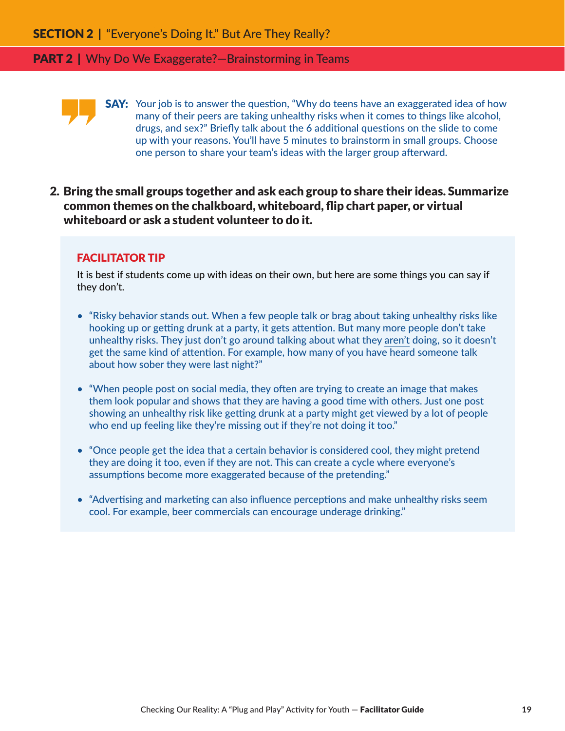## SECTION 2 | "Everyone's Doing It." But Are They Really?

### PART 2 | Why Do We Exaggerate?—Brainstorming in Teams

**SAY:** Your job is to answer the question, "Why do teens have an exaggerated idea of how many of their peers are taking unhealthy risks when it comes to things like alcohol, drugs, and sex?" Briefly talk about the 6 additional questions on the slide to come up with your reasons. You'll have 5 minutes to brainstorm in small groups. Choose one person to share your team's ideas with the larger group afterward.

2. **Bring the small groups together and ask each group to share their ideas. Summarize common themes on the chalkboard, whiteboard, flip chart paper, or virtual whiteboard or ask a student volunteer to do it.**

> **FACILITATOR TIP**
>
> It is best if students come up with ideas on their own, but here are some things you can say if they don't.
>
> - "Risky behavior stands out. When a few people talk or brag about taking unhealthy risks like hooking up or getting drunk at a party, it gets attention. But many more people don't take unhealthy risks. They just don't go around talking about what they aren't doing, so it doesn't get the same kind of attention. For example, how many of you have heard someone talk about how sober they were last night?"
> - "When people post on social media, they often are trying to create an image that makes them look popular and shows that they are having a good time with others. Just one post showing an unhealthy risk like getting drunk at a party might get viewed by a lot of people who end up feeling like they're missing out if they're not doing it too."
> - "Once people get the idea that a certain behavior is considered cool, they might pretend they are doing it too, even if they are not. This can create a cycle where everyone's assumptions become more exaggerated because of the pretending."
> - "Advertising and marketing can also influence perceptions and make unhealthy risks seem cool. For example, beer commercials can encourage underage drinking."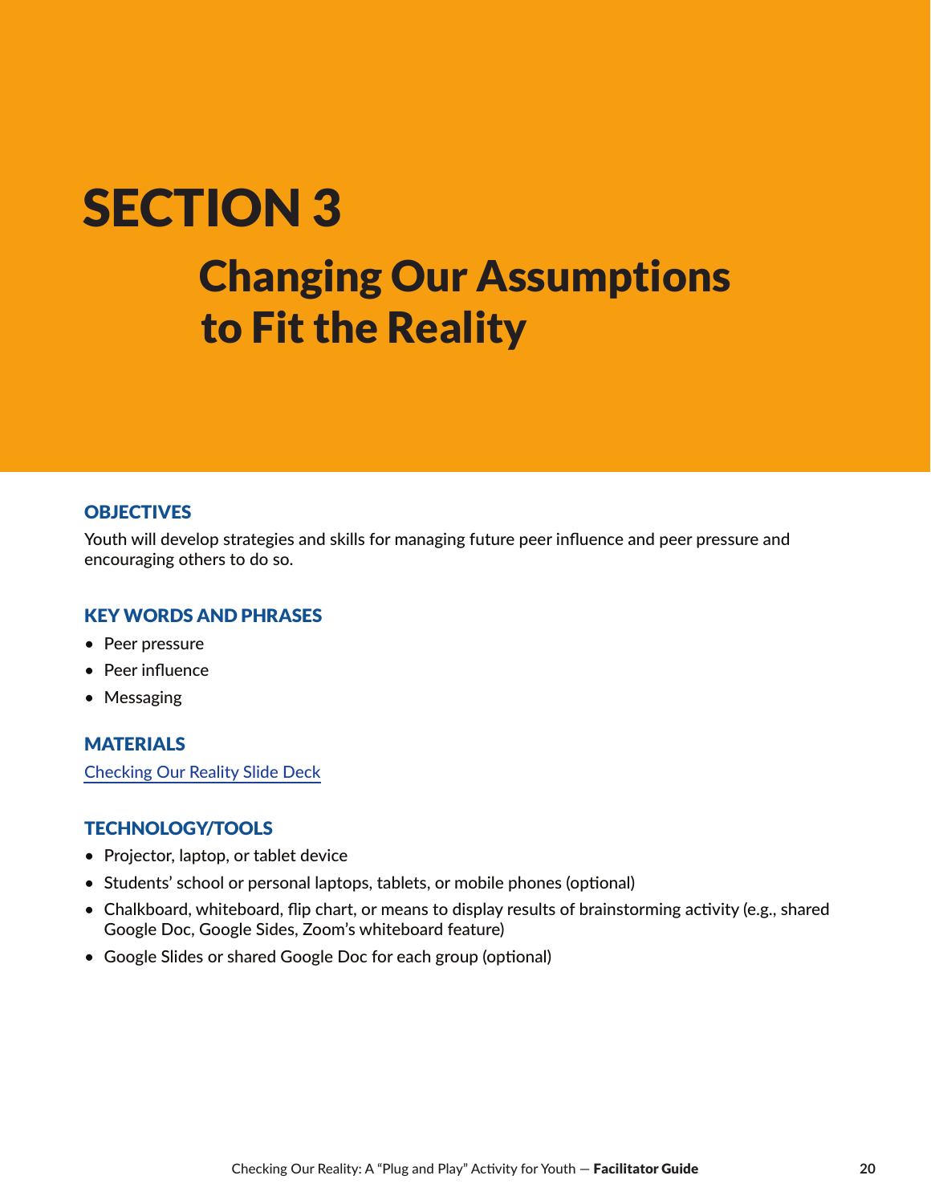# SECTION 3

## Changing Our Assumptions to Fit the Reality

### OBJECTIVES

Youth will develop strategies and skills for managing future peer influence and peer pressure and encouraging others to do so.

### KEY WORDS AND PHRASES

- Peer pressure
- Peer influence
- Messaging

### MATERIALS

Checking Our Reality Slide Deck

### TECHNOLOGY/TOOLS

- Projector, laptop, or tablet device
- Students' school or personal laptops, tablets, or mobile phones (optional)
- Chalkboard, whiteboard, flip chart, or means to display results of brainstorming activity (e.g., shared Google Doc, Google Sides, Zoom's whiteboard feature)
- Google Slides or shared Google Doc for each group (optional)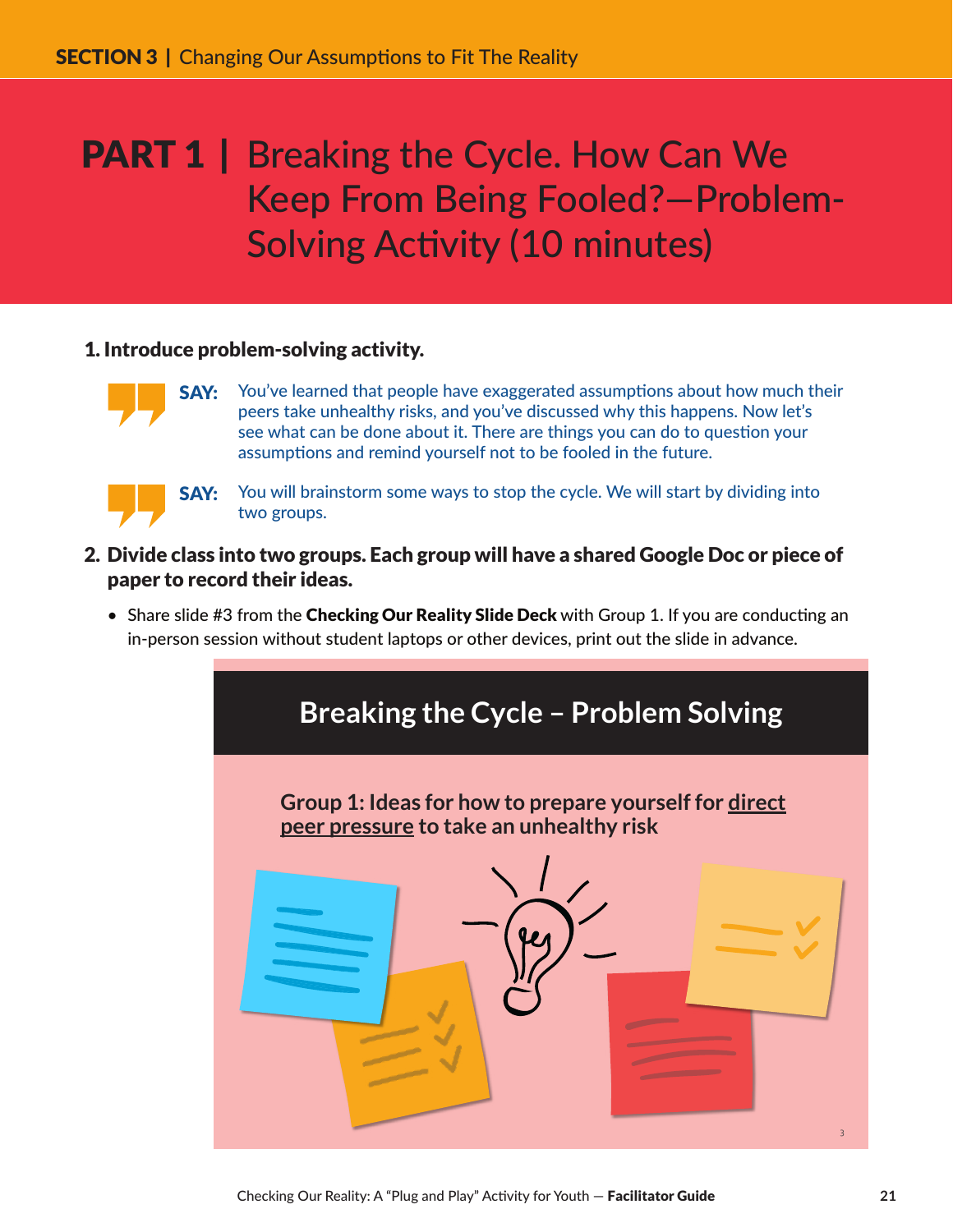# PART 1 | Breaking the Cycle. How Can We Keep From Being Fooled?—Problem-Solving Activity (10 minutes)

**1. Introduce problem-solving activity.**

**SAY:** You've learned that people have exaggerated assumptions about how much their peers take unhealthy risks, and you've discussed why this happens. Now let's see what can be done about it. There are things you can do to question your assumptions and remind yourself not to be fooled in the future.

**SAY:** You will brainstorm some ways to stop the cycle. We will start by dividing into two groups.

**2. Divide class into two groups. Each group will have a shared Google Doc or piece of paper to record their ideas.**

- Share slide #3 from the **Checking Our Reality Slide Deck** with Group 1. If you are conducting an in-person session without student laptops or other devices, print out the slide in advance.

**Breaking the Cycle – Problem Solving**

**Group 1: Ideas for how to prepare yourself for direct peer pressure to take an unhealthy risk**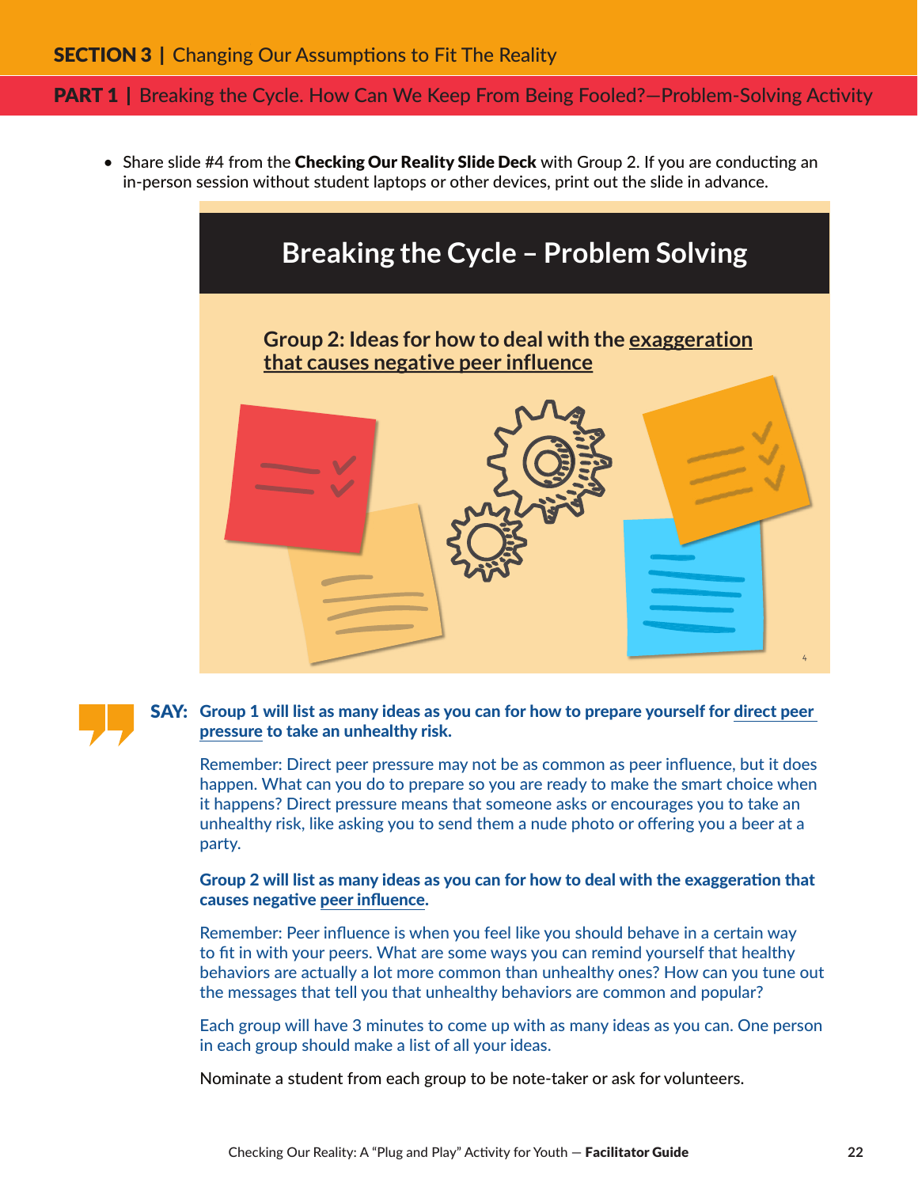- Share slide #4 from the **Checking Our Reality Slide Deck** with Group 2. If you are conducting an in-person session without student laptops or other devices, print out the slide in advance.

**Breaking the Cycle – Problem Solving**

**Group 2: Ideas for how to deal with the exaggeration that causes negative peer influence**

**SAY:** **Group 1 will list as many ideas as you can for how to prepare yourself for direct peer pressure to take an unhealthy risk.**

Remember: Direct peer pressure may not be as common as peer influence, but it does happen. What can you do to prepare so you are ready to make the smart choice when it happens? Direct pressure means that someone asks or encourages you to take an unhealthy risk, like asking you to send them a nude photo or offering you a beer at a party.

**Group 2 will list as many ideas as you can for how to deal with the exaggeration that causes negative peer influence.**

Remember: Peer influence is when you feel like you should behave in a certain way to fit in with your peers. What are some ways you can remind yourself that healthy behaviors are actually a lot more common than unhealthy ones? How can you tune out the messages that tell you that unhealthy behaviors are common and popular?

Each group will have 3 minutes to come up with as many ideas as you can. One person in each group should make a list of all your ideas.

Nominate a student from each group to be note-taker or ask for volunteers.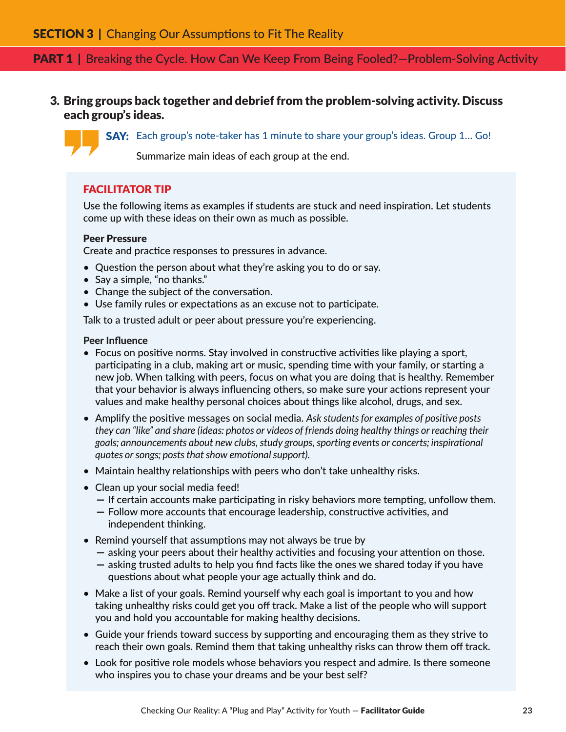## SECTION 3 | Changing Our Assumptions to Fit The Reality

### PART 1 | Breaking the Cycle. How Can We Keep From Being Fooled?—Problem-Solving Activity

3. **Bring groups back together and debrief from the problem-solving activity. Discuss each group's ideas.**

   **SAY:** Each group's note-taker has 1 minute to share your group's ideas. Group 1… Go!

   Summarize main ideas of each group at the end.

#### FACILITATOR TIP

Use the following items as examples if students are stuck and need inspiration. Let students come up with these ideas on their own as much as possible.

**Peer Pressure**

Create and practice responses to pressures in advance.

- Question the person about what they're asking you to do or say.
- Say a simple, "no thanks."
- Change the subject of the conversation.
- Use family rules or expectations as an excuse not to participate.

Talk to a trusted adult or peer about pressure you're experiencing.

**Peer Influence**

- Focus on positive norms. Stay involved in constructive activities like playing a sport, participating in a club, making art or music, spending time with your family, or starting a new job. When talking with peers, focus on what you are doing that is healthy. Remember that your behavior is always influencing others, so make sure your actions represent your values and make healthy personal choices about things like alcohol, drugs, and sex.
- Amplify the positive messages on social media. *Ask students for examples of positive posts they can "like" and share (ideas: photos or videos of friends doing healthy things or reaching their goals; announcements about new clubs, study groups, sporting events or concerts; inspirational quotes or songs; posts that show emotional support).*
- Maintain healthy relationships with peers who don't take unhealthy risks.
- Clean up your social media feed!
  - If certain accounts make participating in risky behaviors more tempting, unfollow them.
  - Follow more accounts that encourage leadership, constructive activities, and independent thinking.
- Remind yourself that assumptions may not always be true by
  - asking your peers about their healthy activities and focusing your attention on those.
  - asking trusted adults to help you find facts like the ones we shared today if you have questions about what people your age actually think and do.
- Make a list of your goals. Remind yourself why each goal is important to you and how taking unhealthy risks could get you off track. Make a list of the people who will support you and hold you accountable for making healthy decisions.
- Guide your friends toward success by supporting and encouraging them as they strive to reach their own goals. Remind them that taking unhealthy risks can throw them off track.
- Look for positive role models whose behaviors you respect and admire. Is there someone who inspires you to chase your dreams and be your best self?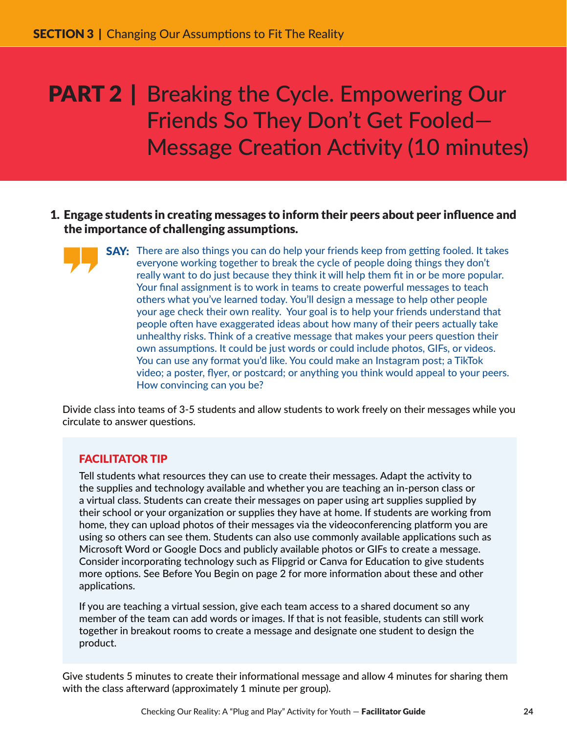# PART 2 | Breaking the Cycle. Empowering Our Friends So They Don't Get Fooled—Message Creation Activity (10 minutes)

1. **Engage students in creating messages to inform their peers about peer influence and the importance of challenging assumptions.**

   **SAY:** There are also things you can do help your friends keep from getting fooled. It takes everyone working together to break the cycle of people doing things they don't really want to do just because they think it will help them fit in or be more popular. Your final assignment is to work in teams to create powerful messages to teach others what you've learned today. You'll design a message to help other people your age check their own reality. Your goal is to help your friends understand that people often have exaggerated ideas about how many of their peers actually take unhealthy risks. Think of a creative message that makes your peers question their own assumptions. It could be just words or could include photos, GIFs, or videos. You can use any format you'd like. You could make an Instagram post; a TikTok video; a poster, flyer, or postcard; or anything you think would appeal to your peers. How convincing can you be?

   Divide class into teams of 3-5 students and allow students to work freely on their messages while you circulate to answer questions.

   > **FACILITATOR TIP**
   >
   > Tell students what resources they can use to create their messages. Adapt the activity to the supplies and technology available and whether you are teaching an in-person class or a virtual class. Students can create their messages on paper using art supplies supplied by their school or your organization or supplies they have at home. If students are working from home, they can upload photos of their messages via the videoconferencing platform you are using so others can see them. Students can also use commonly available applications such as Microsoft Word or Google Docs and publicly available photos or GIFs to create a message. Consider incorporating technology such as Flipgrid or Canva for Education to give students more options. See Before You Begin on page 2 for more information about these and other applications.
   >
   > If you are teaching a virtual session, give each team access to a shared document so any member of the team can add words or images. If that is not feasible, students can still work together in breakout rooms to create a message and designate one student to design the product.

   Give students 5 minutes to create their informational message and allow 4 minutes for sharing them with the class afterward (approximately 1 minute per group).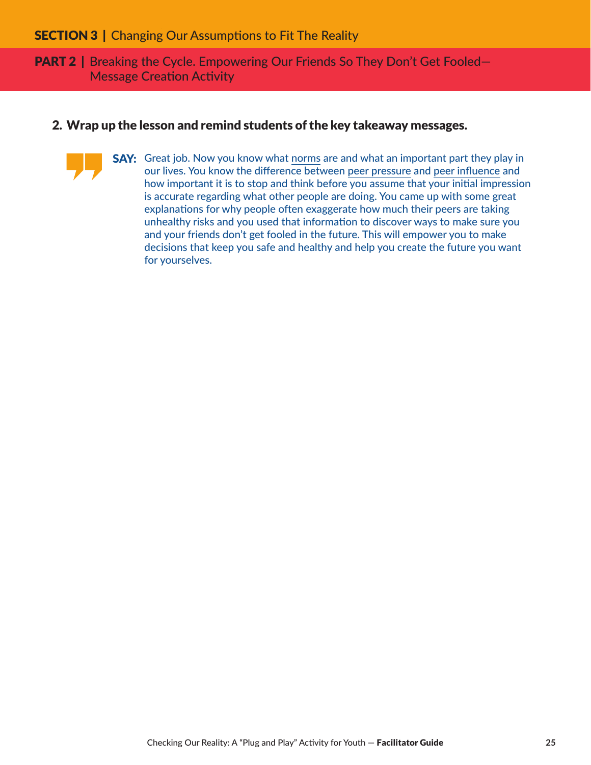## SECTION 3 | Changing Our Assumptions to Fit The Reality

### PART 2 | Breaking the Cycle. Empowering Our Friends So They Don't Get Fooled—Message Creation Activity

**2. Wrap up the lesson and remind students of the key takeaway messages.**

**SAY:** Great job. Now you know what norms are and what an important part they play in our lives. You know the difference between peer pressure and peer influence and how important it is to stop and think before you assume that your initial impression is accurate regarding what other people are doing. You came up with some great explanations for why people often exaggerate how much their peers are taking unhealthy risks and you used that information to discover ways to make sure you and your friends don't get fooled in the future. This will empower you to make decisions that keep you safe and healthy and help you create the future you want for yourselves.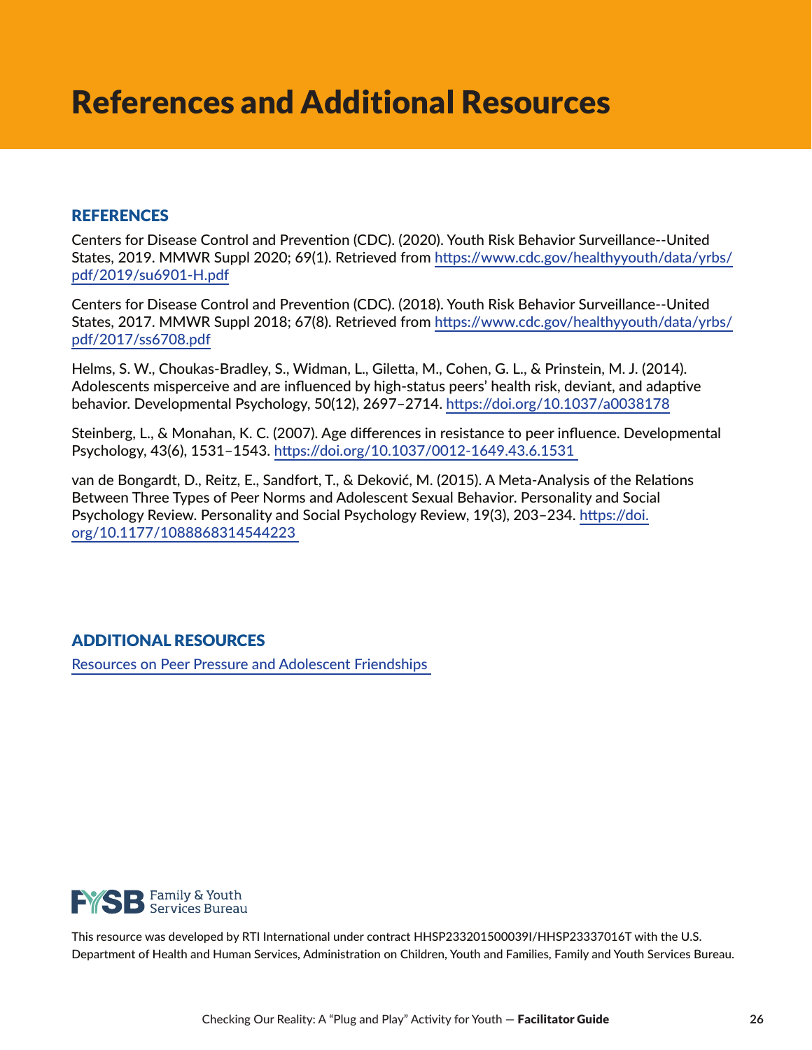# References and Additional Resources

## REFERENCES

Centers for Disease Control and Prevention (CDC). (2020). Youth Risk Behavior Surveillance--United States, 2019. MMWR Suppl 2020; 69(1). Retrieved from https://www.cdc.gov/healthyyouth/data/yrbs/pdf/2019/su6901-H.pdf

Centers for Disease Control and Prevention (CDC). (2018). Youth Risk Behavior Surveillance--United States, 2017. MMWR Suppl 2018; 67(8). Retrieved from https://www.cdc.gov/healthyyouth/data/yrbs/pdf/2017/ss6708.pdf

Helms, S. W., Choukas-Bradley, S., Widman, L., Giletta, M., Cohen, G. L., & Prinstein, M. J. (2014). Adolescents misperceive and are influenced by high-status peers' health risk, deviant, and adaptive behavior. Developmental Psychology, 50(12), 2697–2714. https://doi.org/10.1037/a0038178

Steinberg, L., & Monahan, K. C. (2007). Age differences in resistance to peer influence. Developmental Psychology, 43(6), 1531–1543. https://doi.org/10.1037/0012-1649.43.6.1531

van de Bongardt, D., Reitz, E., Sandfort, T., & Deković, M. (2015). A Meta-Analysis of the Relations Between Three Types of Peer Norms and Adolescent Sexual Behavior. Personality and Social Psychology Review. Personality and Social Psychology Review, 19(3), 203–234. https://doi.org/10.1177/1088868314544223

## ADDITIONAL RESOURCES

Resources on Peer Pressure and Adolescent Friendships

FYSB Family & Youth Services Bureau

This resource was developed by RTI International under contract HHSP233201500039I/HHSP23337016T with the U.S. Department of Health and Human Services, Administration on Children, Youth and Families, Family and Youth Services Bureau.